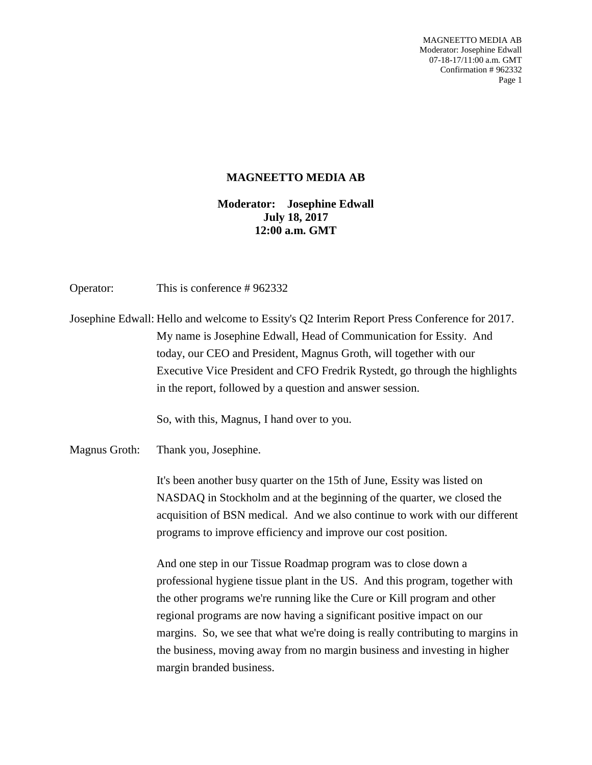**MAGNEETTO MEDIA AB**

**Moderator: Josephine Edwall**
**July 18, 2017**
**12:00 a.m. GMT**

Operator: This is conference # 962332

Josephine Edwall: Hello and welcome to Essity's Q2 Interim Report Press Conference for 2017. My name is Josephine Edwall, Head of Communication for Essity. And today, our CEO and President, Magnus Groth, will together with our Executive Vice President and CFO Fredrik Rystedt, go through the highlights in the report, followed by a question and answer session.

So, with this, Magnus, I hand over to you.

Magnus Groth: Thank you, Josephine.

It's been another busy quarter on the 15th of June, Essity was listed on NASDAQ in Stockholm and at the beginning of the quarter, we closed the acquisition of BSN medical. And we also continue to work with our different programs to improve efficiency and improve our cost position.

And one step in our Tissue Roadmap program was to close down a professional hygiene tissue plant in the US. And this program, together with the other programs we're running like the Cure or Kill program and other regional programs are now having a significant positive impact on our margins. So, we see that what we're doing is really contributing to margins in the business, moving away from no margin business and investing in higher margin branded business.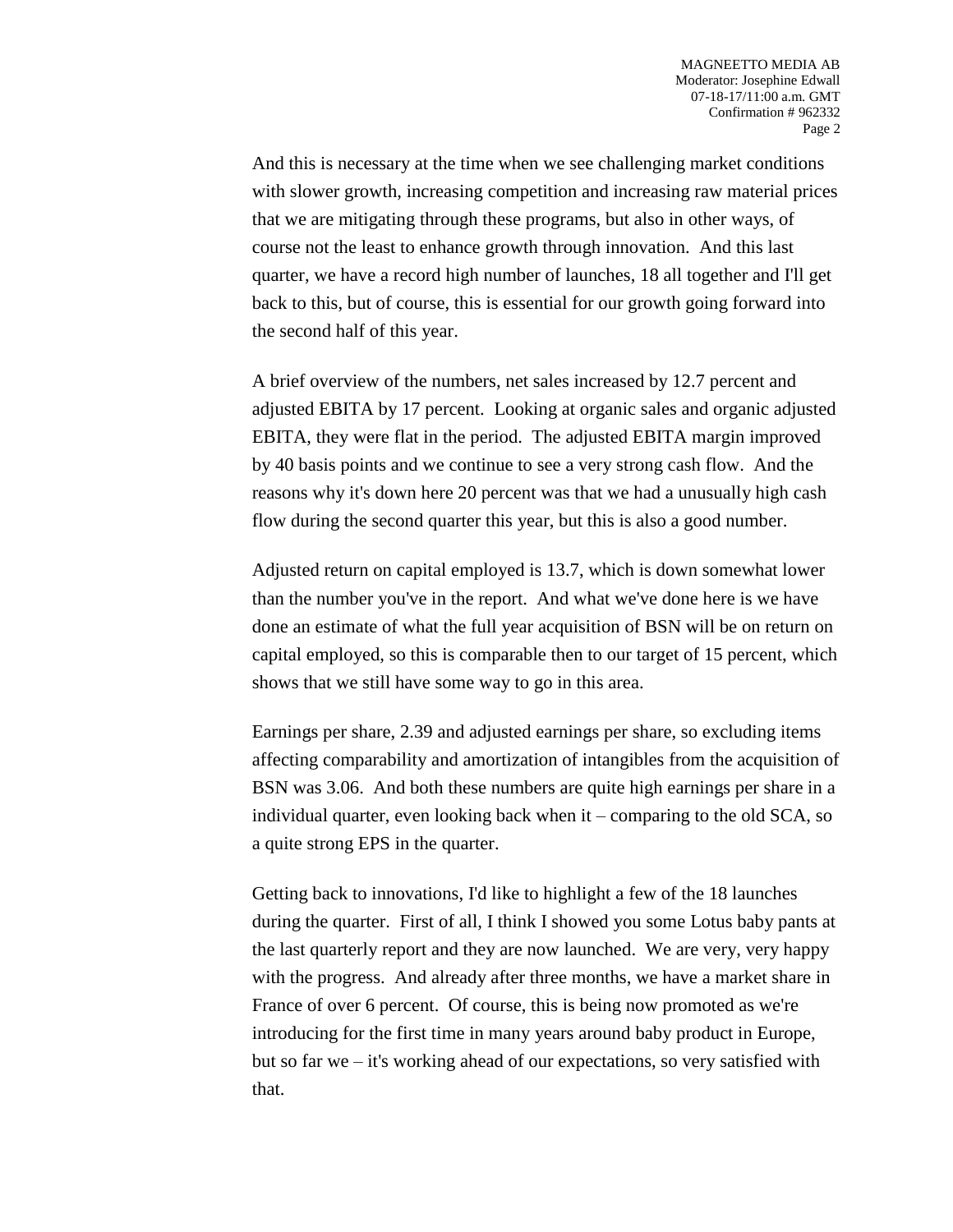And this is necessary at the time when we see challenging market conditions with slower growth, increasing competition and increasing raw material prices that we are mitigating through these programs, but also in other ways, of course not the least to enhance growth through innovation. And this last quarter, we have a record high number of launches, 18 all together and I'll get back to this, but of course, this is essential for our growth going forward into the second half of this year.

A brief overview of the numbers, net sales increased by 12.7 percent and adjusted EBITA by 17 percent. Looking at organic sales and organic adjusted EBITA, they were flat in the period. The adjusted EBITA margin improved by 40 basis points and we continue to see a very strong cash flow. And the reasons why it's down here 20 percent was that we had a unusually high cash flow during the second quarter this year, but this is also a good number.

Adjusted return on capital employed is 13.7, which is down somewhat lower than the number you've in the report. And what we've done here is we have done an estimate of what the full year acquisition of BSN will be on return on capital employed, so this is comparable then to our target of 15 percent, which shows that we still have some way to go in this area.

Earnings per share, 2.39 and adjusted earnings per share, so excluding items affecting comparability and amortization of intangibles from the acquisition of BSN was 3.06. And both these numbers are quite high earnings per share in a individual quarter, even looking back when it – comparing to the old SCA, so a quite strong EPS in the quarter.

Getting back to innovations, I'd like to highlight a few of the 18 launches during the quarter. First of all, I think I showed you some Lotus baby pants at the last quarterly report and they are now launched. We are very, very happy with the progress. And already after three months, we have a market share in France of over 6 percent. Of course, this is being now promoted as we're introducing for the first time in many years around baby product in Europe, but so far we – it's working ahead of our expectations, so very satisfied with that.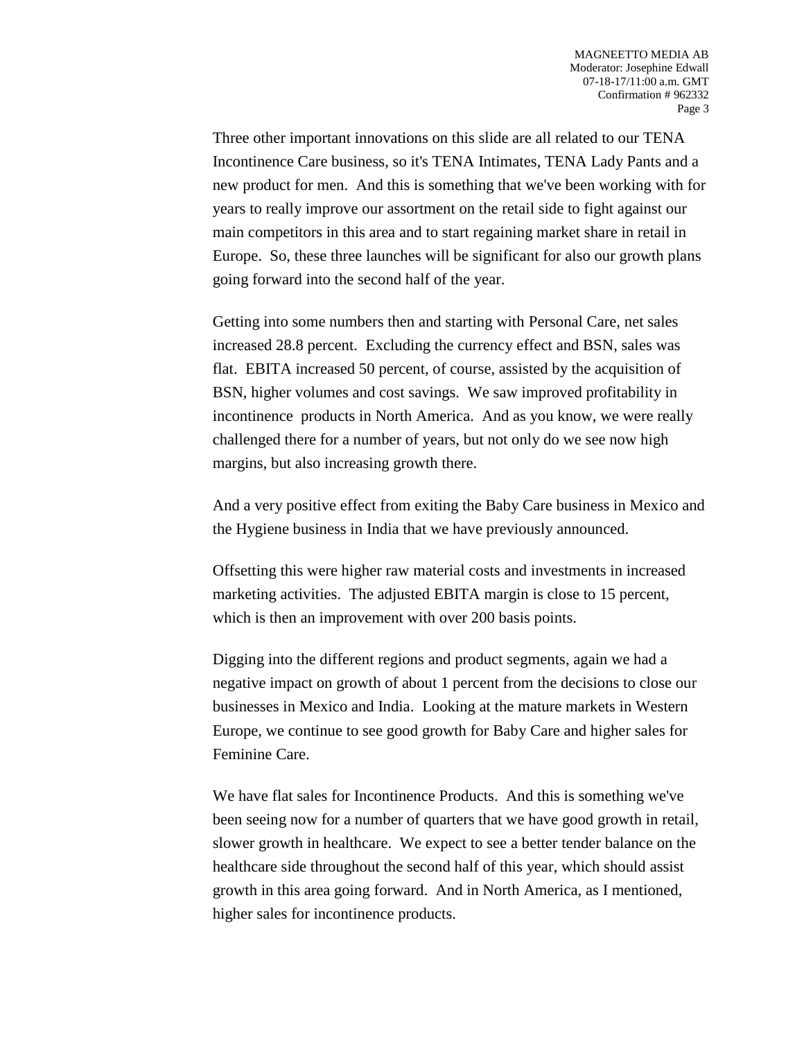Three other important innovations on this slide are all related to our TENA Incontinence Care business, so it's TENA Intimates, TENA Lady Pants and a new product for men. And this is something that we've been working with for years to really improve our assortment on the retail side to fight against our main competitors in this area and to start regaining market share in retail in Europe. So, these three launches will be significant for also our growth plans going forward into the second half of the year.

Getting into some numbers then and starting with Personal Care, net sales increased 28.8 percent. Excluding the currency effect and BSN, sales was flat. EBITA increased 50 percent, of course, assisted by the acquisition of BSN, higher volumes and cost savings. We saw improved profitability in incontinence products in North America. And as you know, we were really challenged there for a number of years, but not only do we see now high margins, but also increasing growth there.

And a very positive effect from exiting the Baby Care business in Mexico and the Hygiene business in India that we have previously announced.

Offsetting this were higher raw material costs and investments in increased marketing activities. The adjusted EBITA margin is close to 15 percent, which is then an improvement with over 200 basis points.

Digging into the different regions and product segments, again we had a negative impact on growth of about 1 percent from the decisions to close our businesses in Mexico and India. Looking at the mature markets in Western Europe, we continue to see good growth for Baby Care and higher sales for Feminine Care.

We have flat sales for Incontinence Products. And this is something we've been seeing now for a number of quarters that we have good growth in retail, slower growth in healthcare. We expect to see a better tender balance on the healthcare side throughout the second half of this year, which should assist growth in this area going forward. And in North America, as I mentioned, higher sales for incontinence products.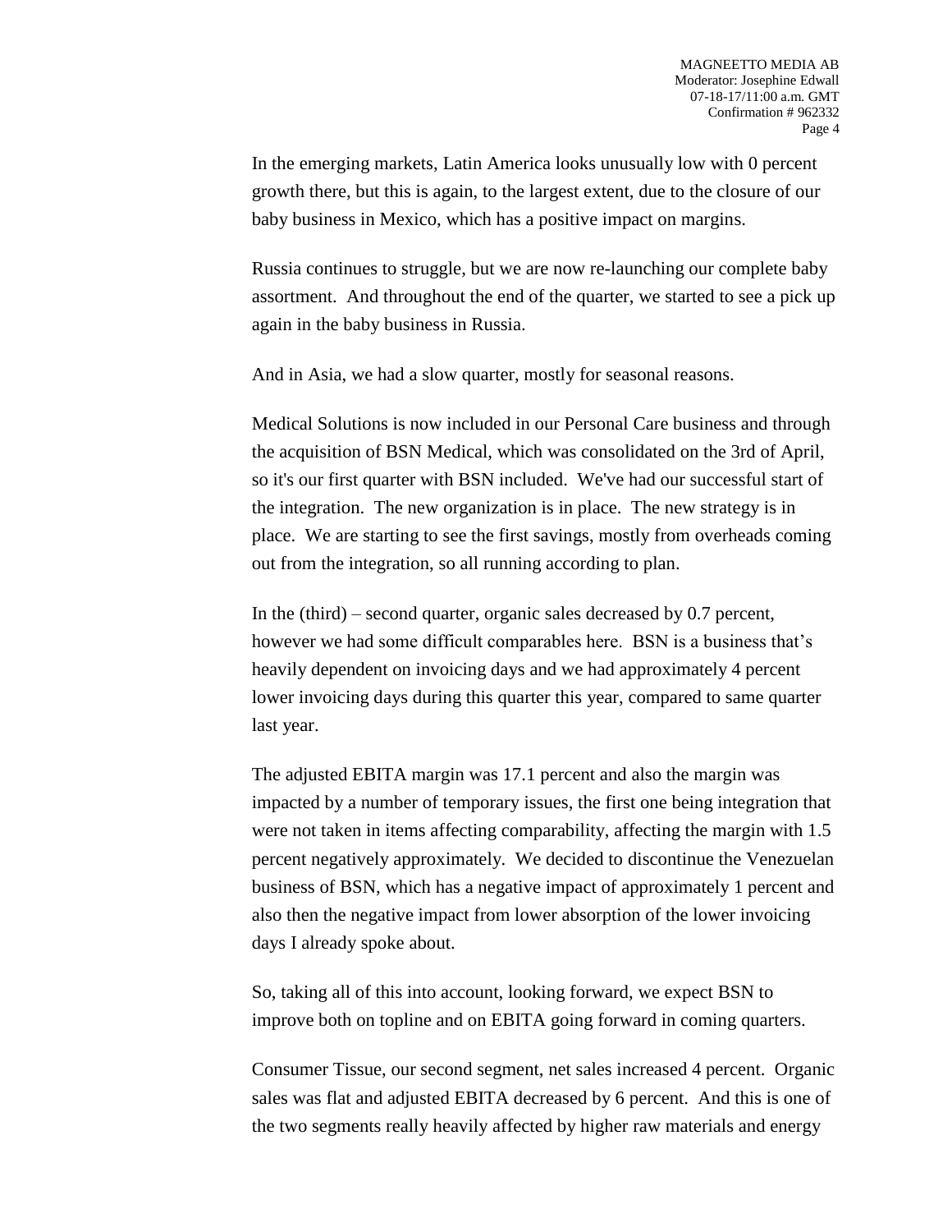In the emerging markets, Latin America looks unusually low with 0 percent growth there, but this is again, to the largest extent, due to the closure of our baby business in Mexico, which has a positive impact on margins.

Russia continues to struggle, but we are now re-launching our complete baby assortment. And throughout the end of the quarter, we started to see a pick up again in the baby business in Russia.

And in Asia, we had a slow quarter, mostly for seasonal reasons.

Medical Solutions is now included in our Personal Care business and through the acquisition of BSN Medical, which was consolidated on the 3rd of April, so it's our first quarter with BSN included. We've had our successful start of the integration. The new organization is in place. The new strategy is in place. We are starting to see the first savings, mostly from overheads coming out from the integration, so all running according to plan.

In the (third) – second quarter, organic sales decreased by 0.7 percent, however we had some difficult comparables here. BSN is a business that's heavily dependent on invoicing days and we had approximately 4 percent lower invoicing days during this quarter this year, compared to same quarter last year.

The adjusted EBITA margin was 17.1 percent and also the margin was impacted by a number of temporary issues, the first one being integration that were not taken in items affecting comparability, affecting the margin with 1.5 percent negatively approximately. We decided to discontinue the Venezuelan business of BSN, which has a negative impact of approximately 1 percent and also then the negative impact from lower absorption of the lower invoicing days I already spoke about.

So, taking all of this into account, looking forward, we expect BSN to improve both on topline and on EBITA going forward in coming quarters.

Consumer Tissue, our second segment, net sales increased 4 percent. Organic sales was flat and adjusted EBITA decreased by 6 percent. And this is one of the two segments really heavily affected by higher raw materials and energy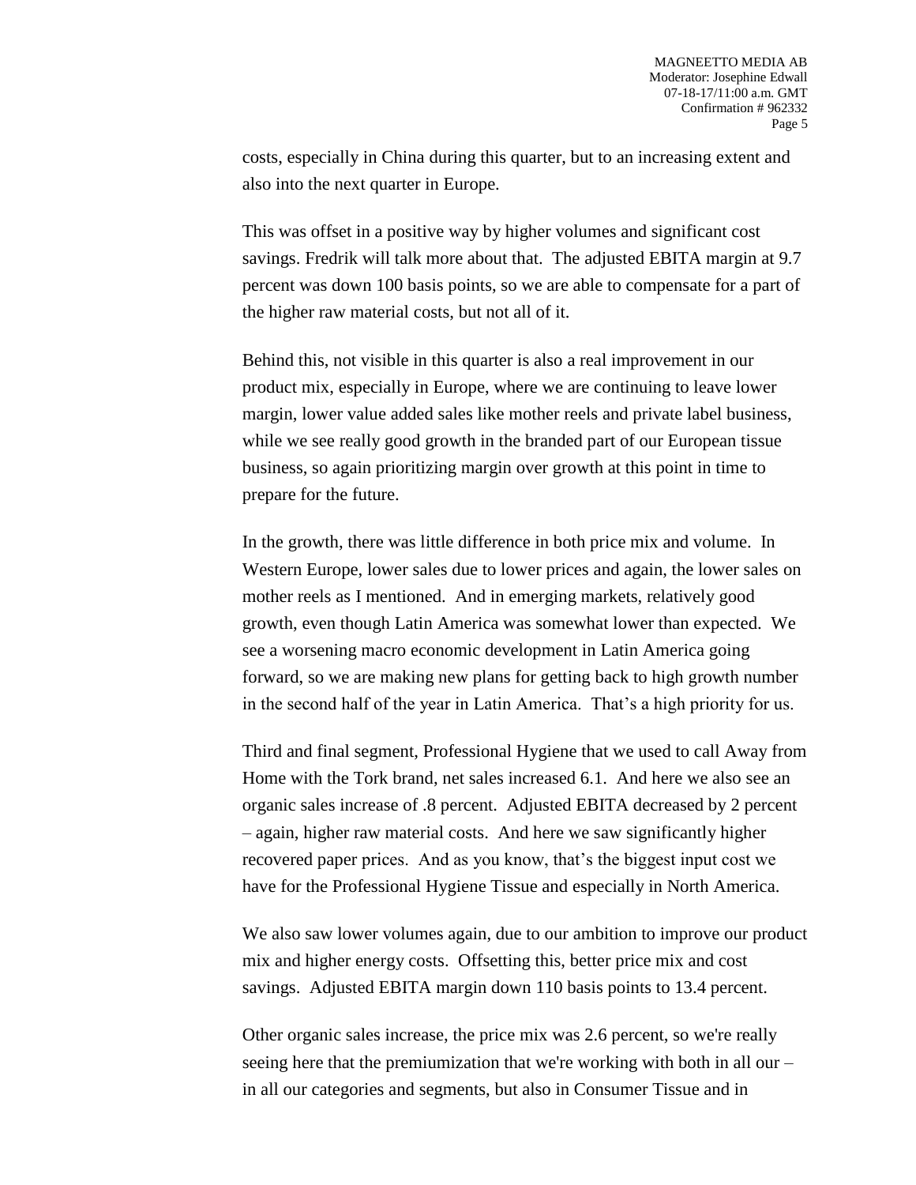costs, especially in China during this quarter, but to an increasing extent and also into the next quarter in Europe.

This was offset in a positive way by higher volumes and significant cost savings. Fredrik will talk more about that. The adjusted EBITA margin at 9.7 percent was down 100 basis points, so we are able to compensate for a part of the higher raw material costs, but not all of it.

Behind this, not visible in this quarter is also a real improvement in our product mix, especially in Europe, where we are continuing to leave lower margin, lower value added sales like mother reels and private label business, while we see really good growth in the branded part of our European tissue business, so again prioritizing margin over growth at this point in time to prepare for the future.

In the growth, there was little difference in both price mix and volume. In Western Europe, lower sales due to lower prices and again, the lower sales on mother reels as I mentioned. And in emerging markets, relatively good growth, even though Latin America was somewhat lower than expected. We see a worsening macro economic development in Latin America going forward, so we are making new plans for getting back to high growth number in the second half of the year in Latin America. That's a high priority for us.

Third and final segment, Professional Hygiene that we used to call Away from Home with the Tork brand, net sales increased 6.1. And here we also see an organic sales increase of .8 percent. Adjusted EBITA decreased by 2 percent – again, higher raw material costs. And here we saw significantly higher recovered paper prices. And as you know, that's the biggest input cost we have for the Professional Hygiene Tissue and especially in North America.

We also saw lower volumes again, due to our ambition to improve our product mix and higher energy costs. Offsetting this, better price mix and cost savings. Adjusted EBITA margin down 110 basis points to 13.4 percent.

Other organic sales increase, the price mix was 2.6 percent, so we're really seeing here that the premiumization that we're working with both in all our – in all our categories and segments, but also in Consumer Tissue and in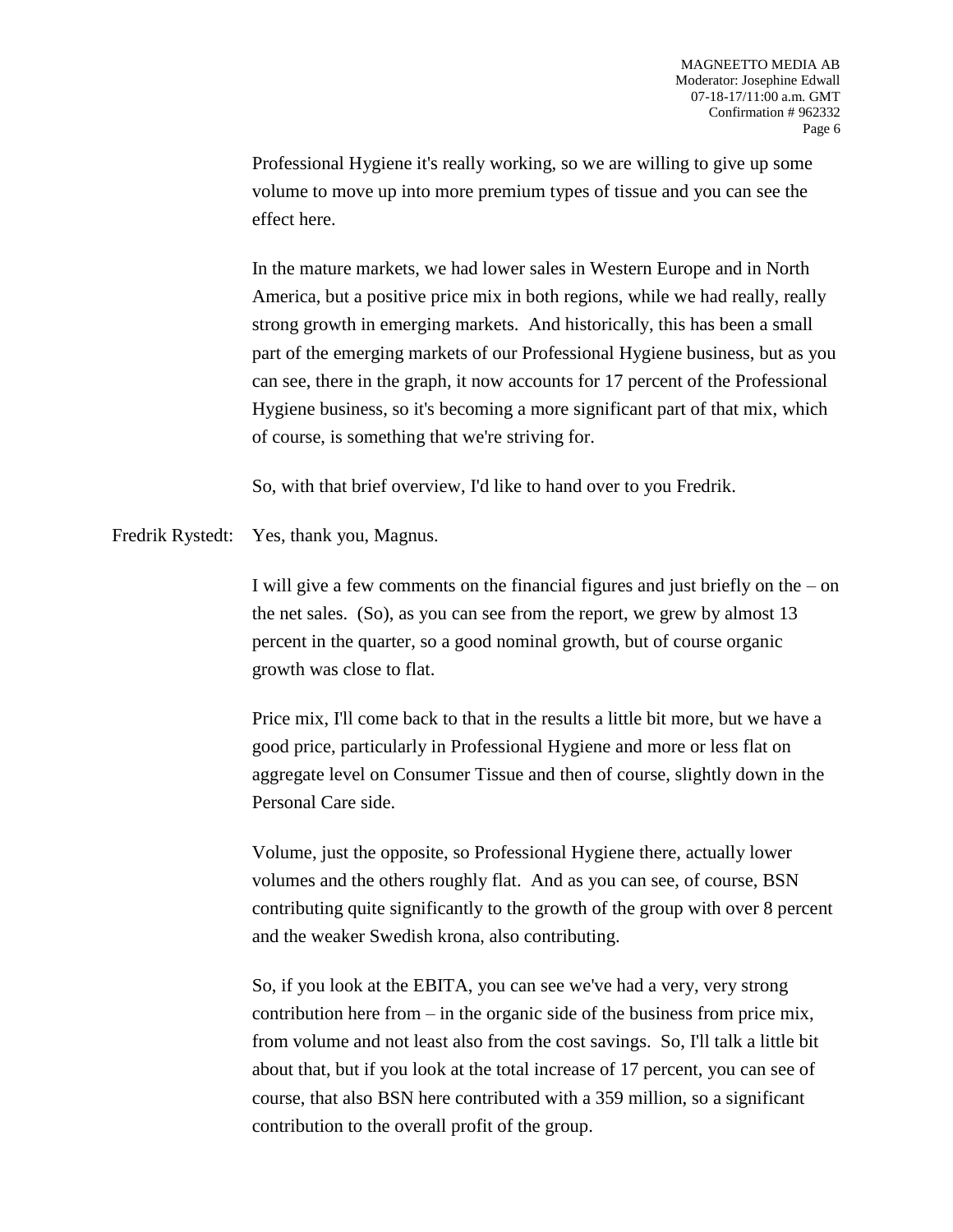Professional Hygiene it's really working, so we are willing to give up some volume to move up into more premium types of tissue and you can see the effect here.

In the mature markets, we had lower sales in Western Europe and in North America, but a positive price mix in both regions, while we had really, really strong growth in emerging markets. And historically, this has been a small part of the emerging markets of our Professional Hygiene business, but as you can see, there in the graph, it now accounts for 17 percent of the Professional Hygiene business, so it's becoming a more significant part of that mix, which of course, is something that we're striving for.

So, with that brief overview, I'd like to hand over to you Fredrik.

Fredrik Rystedt: Yes, thank you, Magnus.

I will give a few comments on the financial figures and just briefly on the – on the net sales. (So), as you can see from the report, we grew by almost 13 percent in the quarter, so a good nominal growth, but of course organic growth was close to flat.

Price mix, I'll come back to that in the results a little bit more, but we have a good price, particularly in Professional Hygiene and more or less flat on aggregate level on Consumer Tissue and then of course, slightly down in the Personal Care side.

Volume, just the opposite, so Professional Hygiene there, actually lower volumes and the others roughly flat. And as you can see, of course, BSN contributing quite significantly to the growth of the group with over 8 percent and the weaker Swedish krona, also contributing.

So, if you look at the EBITA, you can see we've had a very, very strong contribution here from – in the organic side of the business from price mix, from volume and not least also from the cost savings. So, I'll talk a little bit about that, but if you look at the total increase of 17 percent, you can see of course, that also BSN here contributed with a 359 million, so a significant contribution to the overall profit of the group.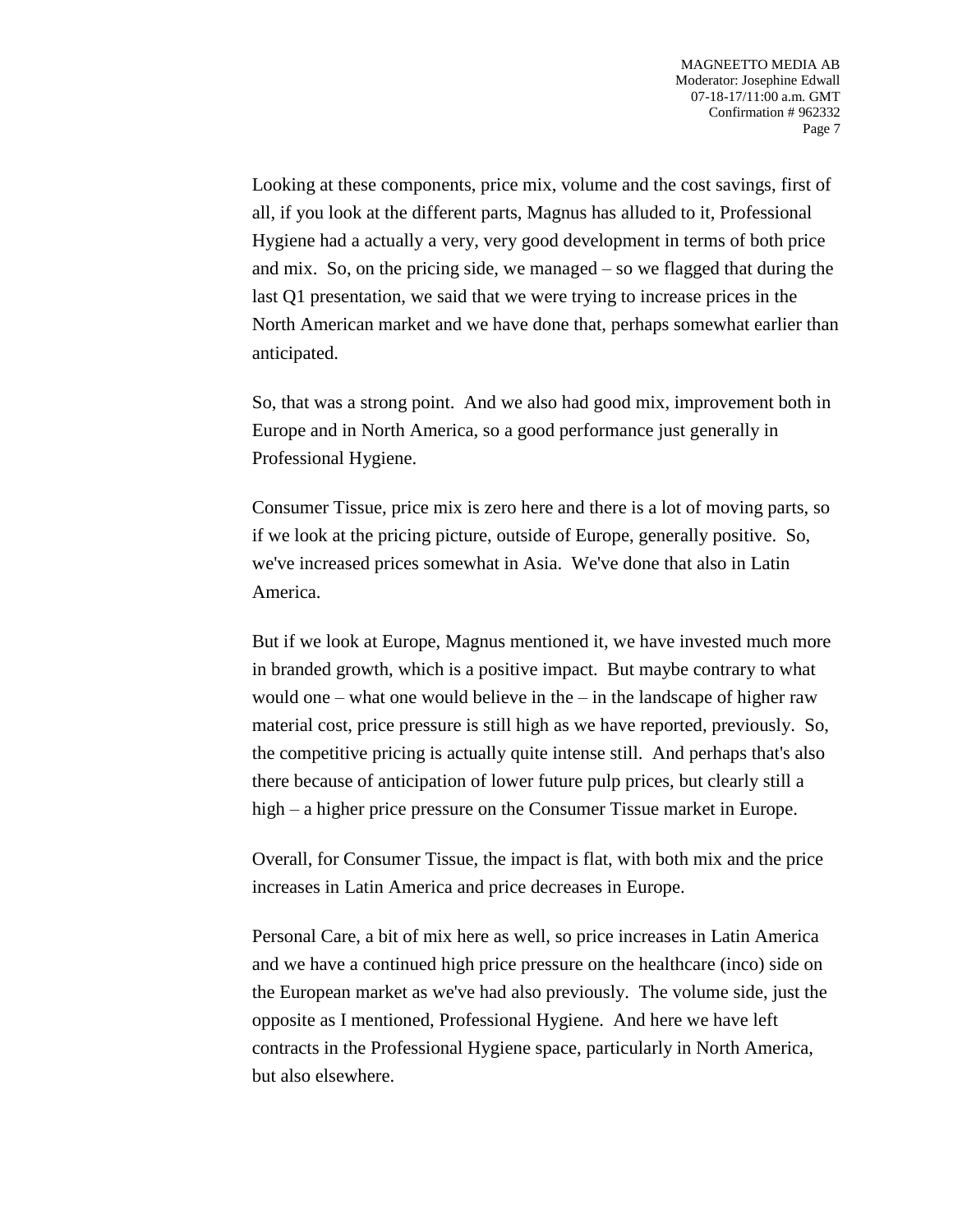Looking at these components, price mix, volume and the cost savings, first of all, if you look at the different parts, Magnus has alluded to it, Professional Hygiene had a actually a very, very good development in terms of both price and mix. So, on the pricing side, we managed – so we flagged that during the last Q1 presentation, we said that we were trying to increase prices in the North American market and we have done that, perhaps somewhat earlier than anticipated.

So, that was a strong point. And we also had good mix, improvement both in Europe and in North America, so a good performance just generally in Professional Hygiene.

Consumer Tissue, price mix is zero here and there is a lot of moving parts, so if we look at the pricing picture, outside of Europe, generally positive. So, we've increased prices somewhat in Asia. We've done that also in Latin America.

But if we look at Europe, Magnus mentioned it, we have invested much more in branded growth, which is a positive impact. But maybe contrary to what would one – what one would believe in the – in the landscape of higher raw material cost, price pressure is still high as we have reported, previously. So, the competitive pricing is actually quite intense still. And perhaps that's also there because of anticipation of lower future pulp prices, but clearly still a high – a higher price pressure on the Consumer Tissue market in Europe.

Overall, for Consumer Tissue, the impact is flat, with both mix and the price increases in Latin America and price decreases in Europe.

Personal Care, a bit of mix here as well, so price increases in Latin America and we have a continued high price pressure on the healthcare (inco) side on the European market as we've had also previously. The volume side, just the opposite as I mentioned, Professional Hygiene. And here we have left contracts in the Professional Hygiene space, particularly in North America, but also elsewhere.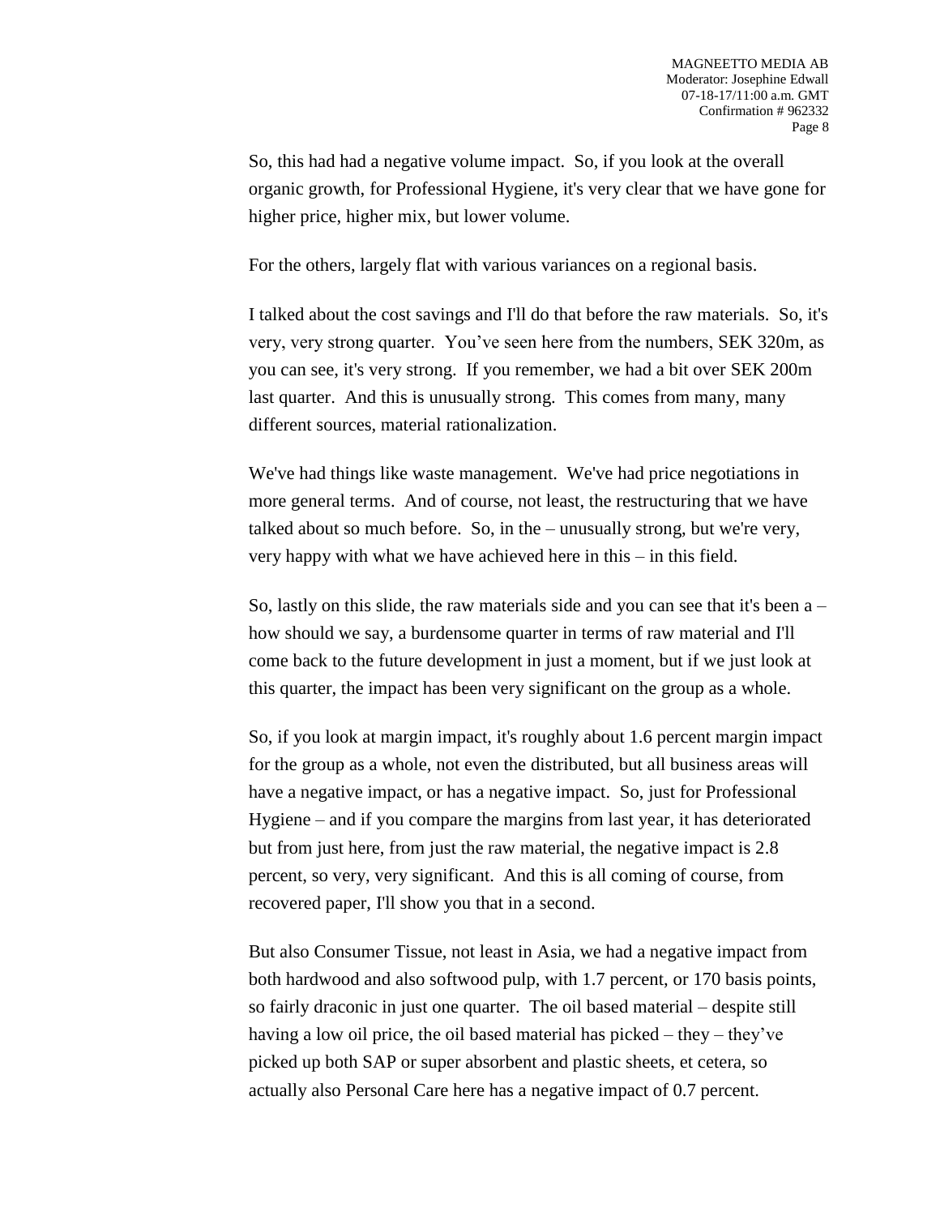So, this had had a negative volume impact. So, if you look at the overall organic growth, for Professional Hygiene, it's very clear that we have gone for higher price, higher mix, but lower volume.

For the others, largely flat with various variances on a regional basis.

I talked about the cost savings and I'll do that before the raw materials. So, it's very, very strong quarter. You've seen here from the numbers, SEK 320m, as you can see, it's very strong. If you remember, we had a bit over SEK 200m last quarter. And this is unusually strong. This comes from many, many different sources, material rationalization.

We've had things like waste management. We've had price negotiations in more general terms. And of course, not least, the restructuring that we have talked about so much before. So, in the – unusually strong, but we're very, very happy with what we have achieved here in this – in this field.

So, lastly on this slide, the raw materials side and you can see that it's been a – how should we say, a burdensome quarter in terms of raw material and I'll come back to the future development in just a moment, but if we just look at this quarter, the impact has been very significant on the group as a whole.

So, if you look at margin impact, it's roughly about 1.6 percent margin impact for the group as a whole, not even the distributed, but all business areas will have a negative impact, or has a negative impact. So, just for Professional Hygiene – and if you compare the margins from last year, it has deteriorated but from just here, from just the raw material, the negative impact is 2.8 percent, so very, very significant. And this is all coming of course, from recovered paper, I'll show you that in a second.

But also Consumer Tissue, not least in Asia, we had a negative impact from both hardwood and also softwood pulp, with 1.7 percent, or 170 basis points, so fairly draconic in just one quarter. The oil based material – despite still having a low oil price, the oil based material has picked – they – they've picked up both SAP or super absorbent and plastic sheets, et cetera, so actually also Personal Care here has a negative impact of 0.7 percent.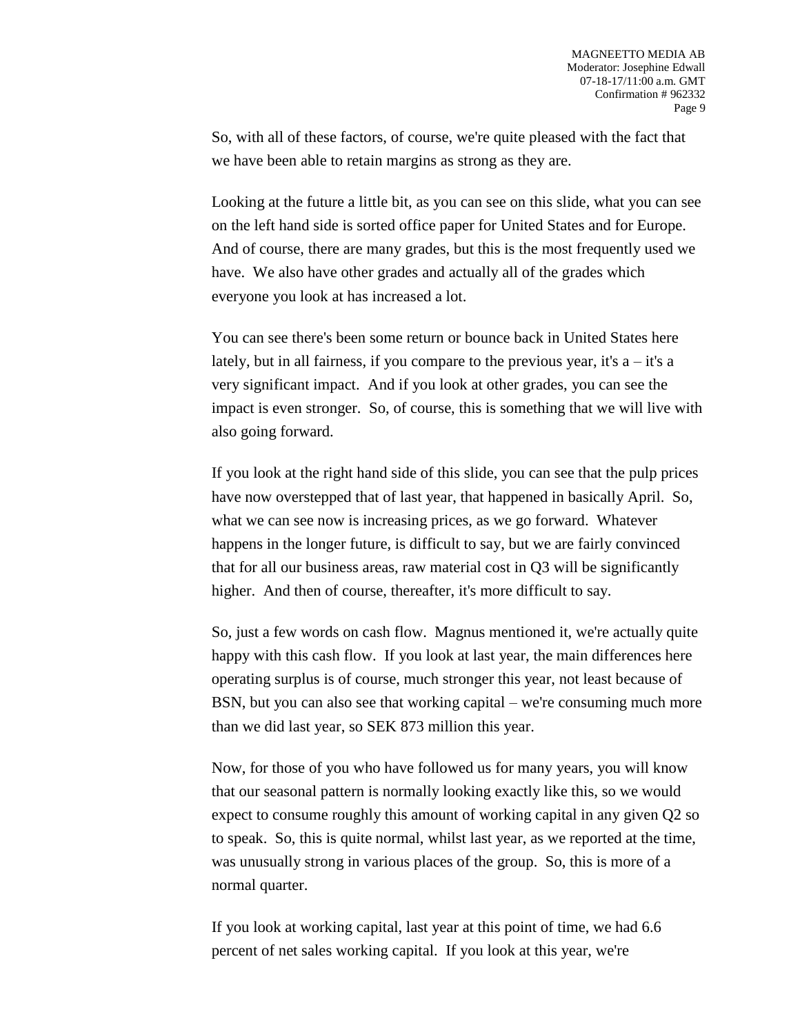So, with all of these factors, of course, we're quite pleased with the fact that we have been able to retain margins as strong as they are.

Looking at the future a little bit, as you can see on this slide, what you can see on the left hand side is sorted office paper for United States and for Europe. And of course, there are many grades, but this is the most frequently used we have. We also have other grades and actually all of the grades which everyone you look at has increased a lot.

You can see there's been some return or bounce back in United States here lately, but in all fairness, if you compare to the previous year, it's a – it's a very significant impact. And if you look at other grades, you can see the impact is even stronger. So, of course, this is something that we will live with also going forward.

If you look at the right hand side of this slide, you can see that the pulp prices have now overstepped that of last year, that happened in basically April. So, what we can see now is increasing prices, as we go forward. Whatever happens in the longer future, is difficult to say, but we are fairly convinced that for all our business areas, raw material cost in Q3 will be significantly higher. And then of course, thereafter, it's more difficult to say.

So, just a few words on cash flow. Magnus mentioned it, we're actually quite happy with this cash flow. If you look at last year, the main differences here operating surplus is of course, much stronger this year, not least because of BSN, but you can also see that working capital – we're consuming much more than we did last year, so SEK 873 million this year.

Now, for those of you who have followed us for many years, you will know that our seasonal pattern is normally looking exactly like this, so we would expect to consume roughly this amount of working capital in any given Q2 so to speak. So, this is quite normal, whilst last year, as we reported at the time, was unusually strong in various places of the group. So, this is more of a normal quarter.

If you look at working capital, last year at this point of time, we had 6.6 percent of net sales working capital. If you look at this year, we're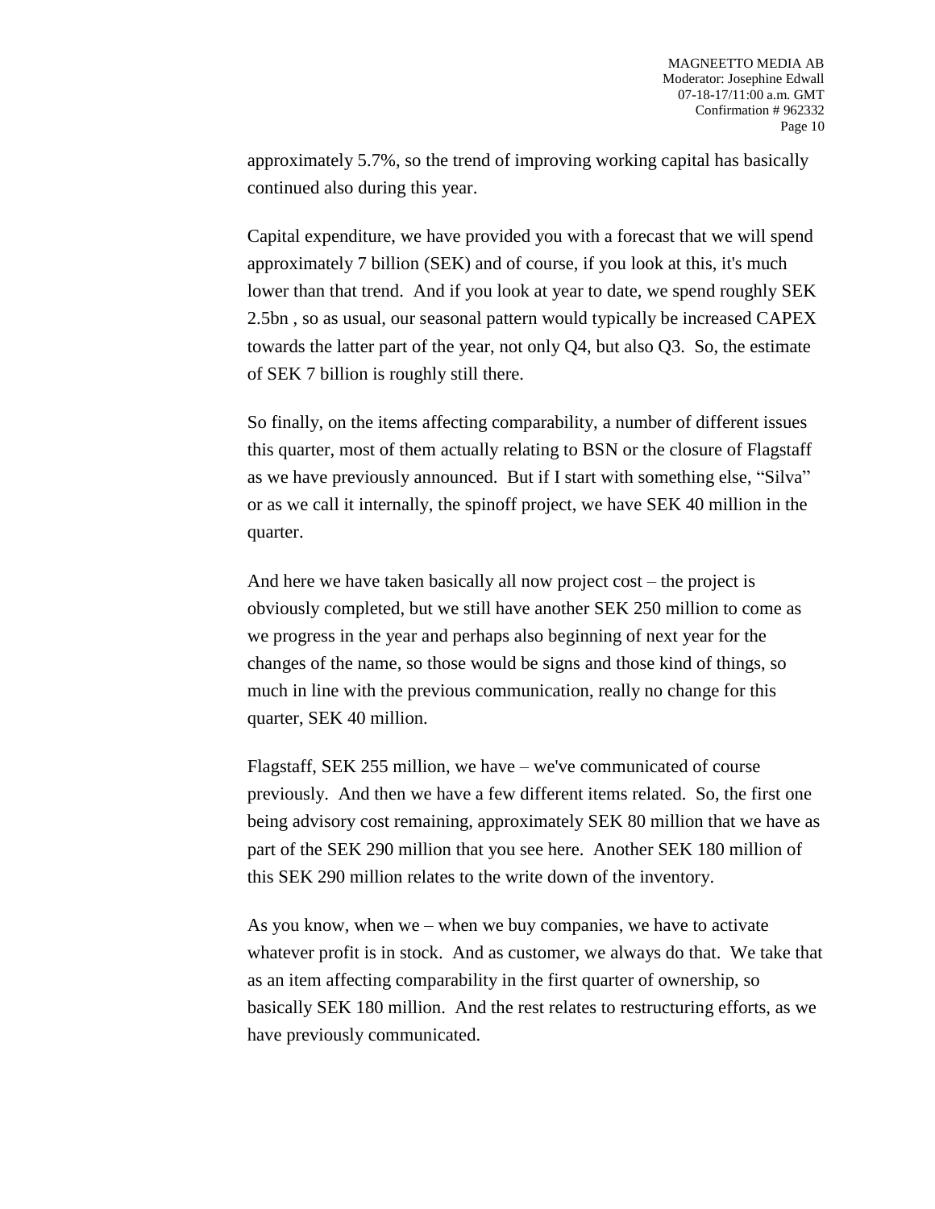approximately 5.7%, so the trend of improving working capital has basically continued also during this year.

Capital expenditure, we have provided you with a forecast that we will spend approximately 7 billion (SEK) and of course, if you look at this, it's much lower than that trend. And if you look at year to date, we spend roughly SEK 2.5bn , so as usual, our seasonal pattern would typically be increased CAPEX towards the latter part of the year, not only Q4, but also Q3. So, the estimate of SEK 7 billion is roughly still there.

So finally, on the items affecting comparability, a number of different issues this quarter, most of them actually relating to BSN or the closure of Flagstaff as we have previously announced. But if I start with something else, "Silva" or as we call it internally, the spinoff project, we have SEK 40 million in the quarter.

And here we have taken basically all now project cost – the project is obviously completed, but we still have another SEK 250 million to come as we progress in the year and perhaps also beginning of next year for the changes of the name, so those would be signs and those kind of things, so much in line with the previous communication, really no change for this quarter, SEK 40 million.

Flagstaff, SEK 255 million, we have – we've communicated of course previously. And then we have a few different items related. So, the first one being advisory cost remaining, approximately SEK 80 million that we have as part of the SEK 290 million that you see here. Another SEK 180 million of this SEK 290 million relates to the write down of the inventory.

As you know, when we – when we buy companies, we have to activate whatever profit is in stock. And as customer, we always do that. We take that as an item affecting comparability in the first quarter of ownership, so basically SEK 180 million. And the rest relates to restructuring efforts, as we have previously communicated.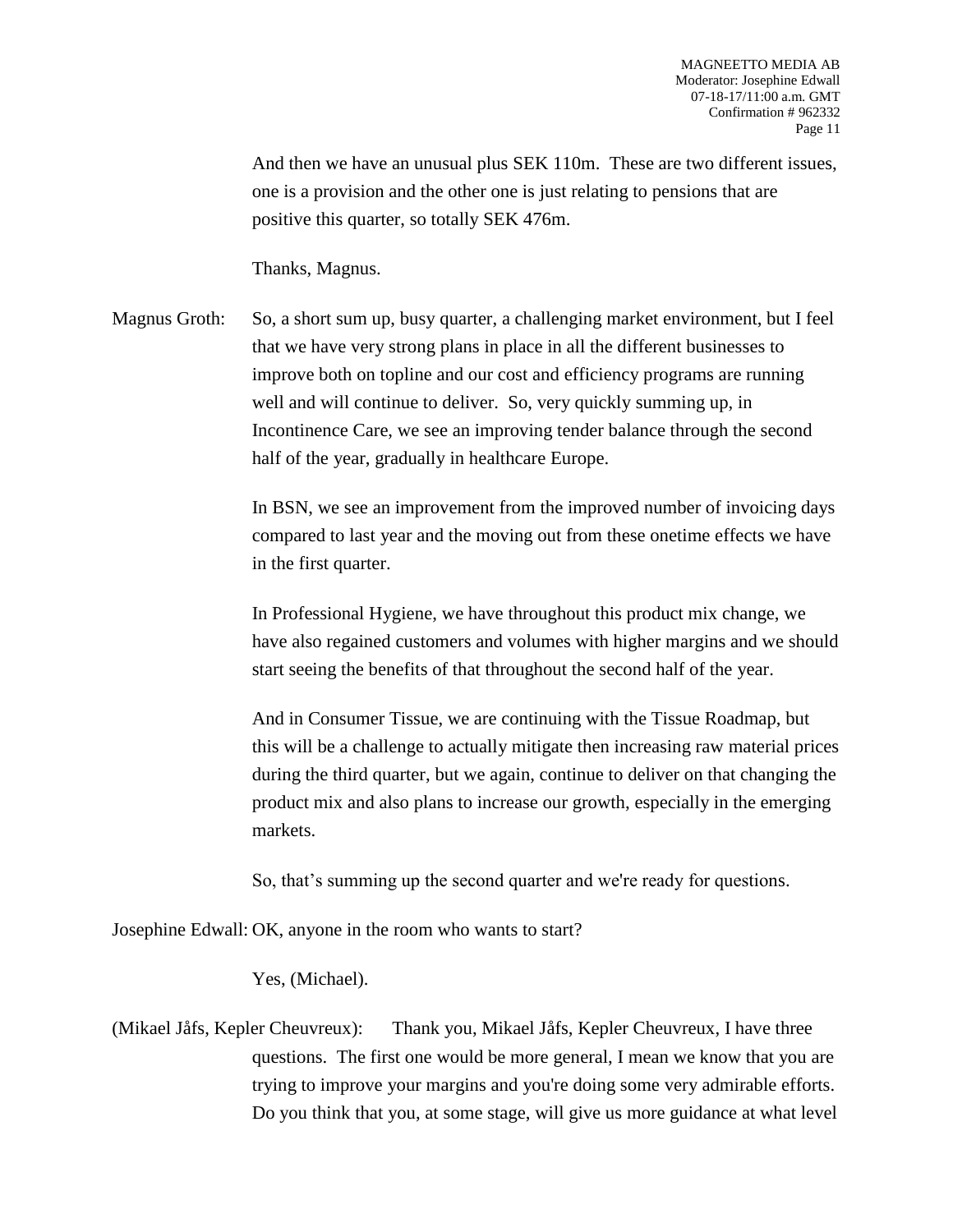And then we have an unusual plus SEK 110m. These are two different issues, one is a provision and the other one is just relating to pensions that are positive this quarter, so totally SEK 476m.

Thanks, Magnus.

Magnus Groth: So, a short sum up, busy quarter, a challenging market environment, but I feel that we have very strong plans in place in all the different businesses to improve both on topline and our cost and efficiency programs are running well and will continue to deliver. So, very quickly summing up, in Incontinence Care, we see an improving tender balance through the second half of the year, gradually in healthcare Europe.

In BSN, we see an improvement from the improved number of invoicing days compared to last year and the moving out from these onetime effects we have in the first quarter.

In Professional Hygiene, we have throughout this product mix change, we have also regained customers and volumes with higher margins and we should start seeing the benefits of that throughout the second half of the year.

And in Consumer Tissue, we are continuing with the Tissue Roadmap, but this will be a challenge to actually mitigate then increasing raw material prices during the third quarter, but we again, continue to deliver on that changing the product mix and also plans to increase our growth, especially in the emerging markets.

So, that's summing up the second quarter and we're ready for questions.

Josephine Edwall: OK, anyone in the room who wants to start?

Yes, (Michael).

(Mikael Jåfs, Kepler Cheuvreux): Thank you, Mikael Jåfs, Kepler Cheuvreux, I have three questions. The first one would be more general, I mean we know that you are trying to improve your margins and you're doing some very admirable efforts. Do you think that you, at some stage, will give us more guidance at what level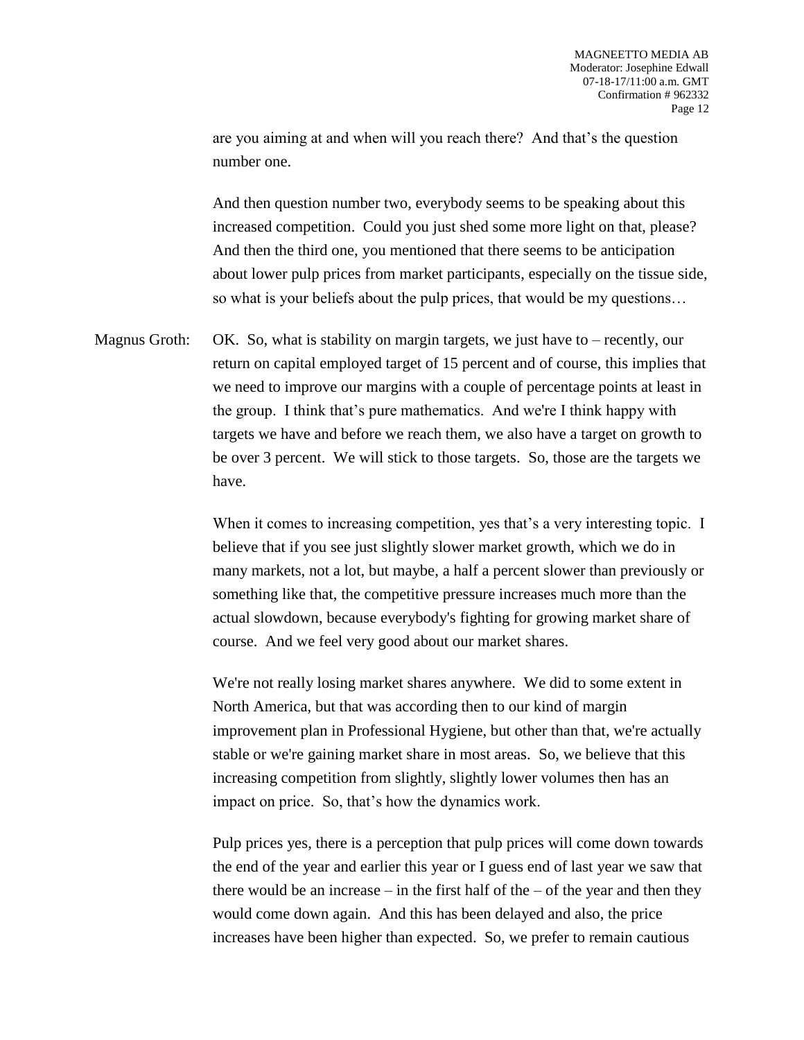are you aiming at and when will you reach there? And that's the question number one.

And then question number two, everybody seems to be speaking about this increased competition. Could you just shed some more light on that, please? And then the third one, you mentioned that there seems to be anticipation about lower pulp prices from market participants, especially on the tissue side, so what is your beliefs about the pulp prices, that would be my questions…

Magnus Groth: OK. So, what is stability on margin targets, we just have to – recently, our return on capital employed target of 15 percent and of course, this implies that we need to improve our margins with a couple of percentage points at least in the group. I think that's pure mathematics. And we're I think happy with targets we have and before we reach them, we also have a target on growth to be over 3 percent. We will stick to those targets. So, those are the targets we have.

When it comes to increasing competition, yes that's a very interesting topic. I believe that if you see just slightly slower market growth, which we do in many markets, not a lot, but maybe, a half a percent slower than previously or something like that, the competitive pressure increases much more than the actual slowdown, because everybody's fighting for growing market share of course. And we feel very good about our market shares.

We're not really losing market shares anywhere. We did to some extent in North America, but that was according then to our kind of margin improvement plan in Professional Hygiene, but other than that, we're actually stable or we're gaining market share in most areas. So, we believe that this increasing competition from slightly, slightly lower volumes then has an impact on price. So, that's how the dynamics work.

Pulp prices yes, there is a perception that pulp prices will come down towards the end of the year and earlier this year or I guess end of last year we saw that there would be an increase – in the first half of the – of the year and then they would come down again. And this has been delayed and also, the price increases have been higher than expected. So, we prefer to remain cautious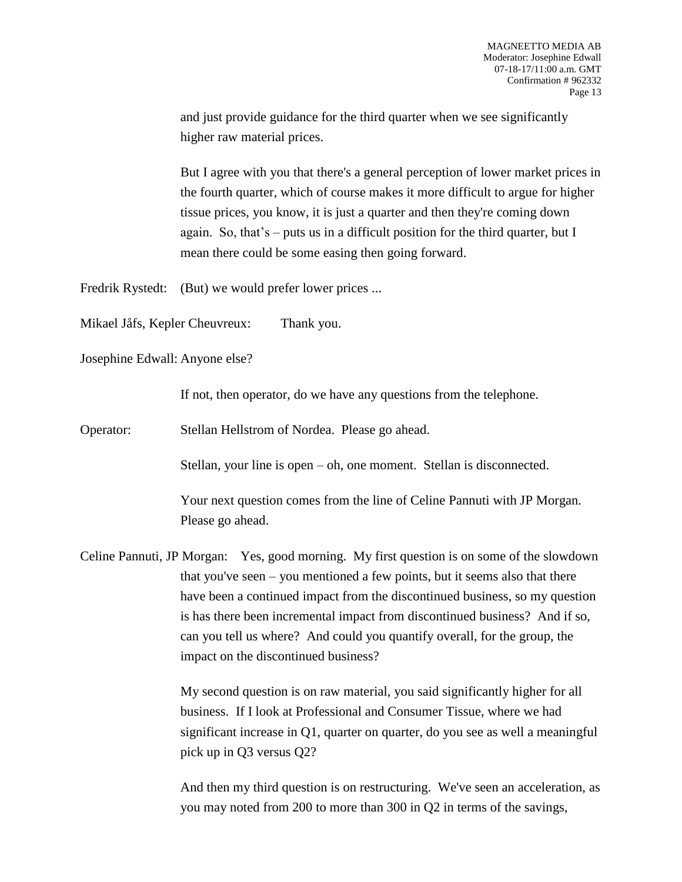and just provide guidance for the third quarter when we see significantly higher raw material prices.

But I agree with you that there's a general perception of lower market prices in the fourth quarter, which of course makes it more difficult to argue for higher tissue prices, you know, it is just a quarter and then they're coming down again. So, that's – puts us in a difficult position for the third quarter, but I mean there could be some easing then going forward.

Fredrik Rystedt: (But) we would prefer lower prices ...

Mikael Jåfs, Kepler Cheuvreux: Thank you.

Josephine Edwall: Anyone else?

If not, then operator, do we have any questions from the telephone.

Operator: Stellan Hellstrom of Nordea. Please go ahead.

Stellan, your line is open – oh, one moment. Stellan is disconnected.

Your next question comes from the line of Celine Pannuti with JP Morgan. Please go ahead.

Celine Pannuti, JP Morgan: Yes, good morning. My first question is on some of the slowdown that you've seen – you mentioned a few points, but it seems also that there have been a continued impact from the discontinued business, so my question is has there been incremental impact from discontinued business? And if so, can you tell us where? And could you quantify overall, for the group, the impact on the discontinued business?

My second question is on raw material, you said significantly higher for all business. If I look at Professional and Consumer Tissue, where we had significant increase in Q1, quarter on quarter, do you see as well a meaningful pick up in Q3 versus Q2?

And then my third question is on restructuring. We've seen an acceleration, as you may noted from 200 to more than 300 in Q2 in terms of the savings,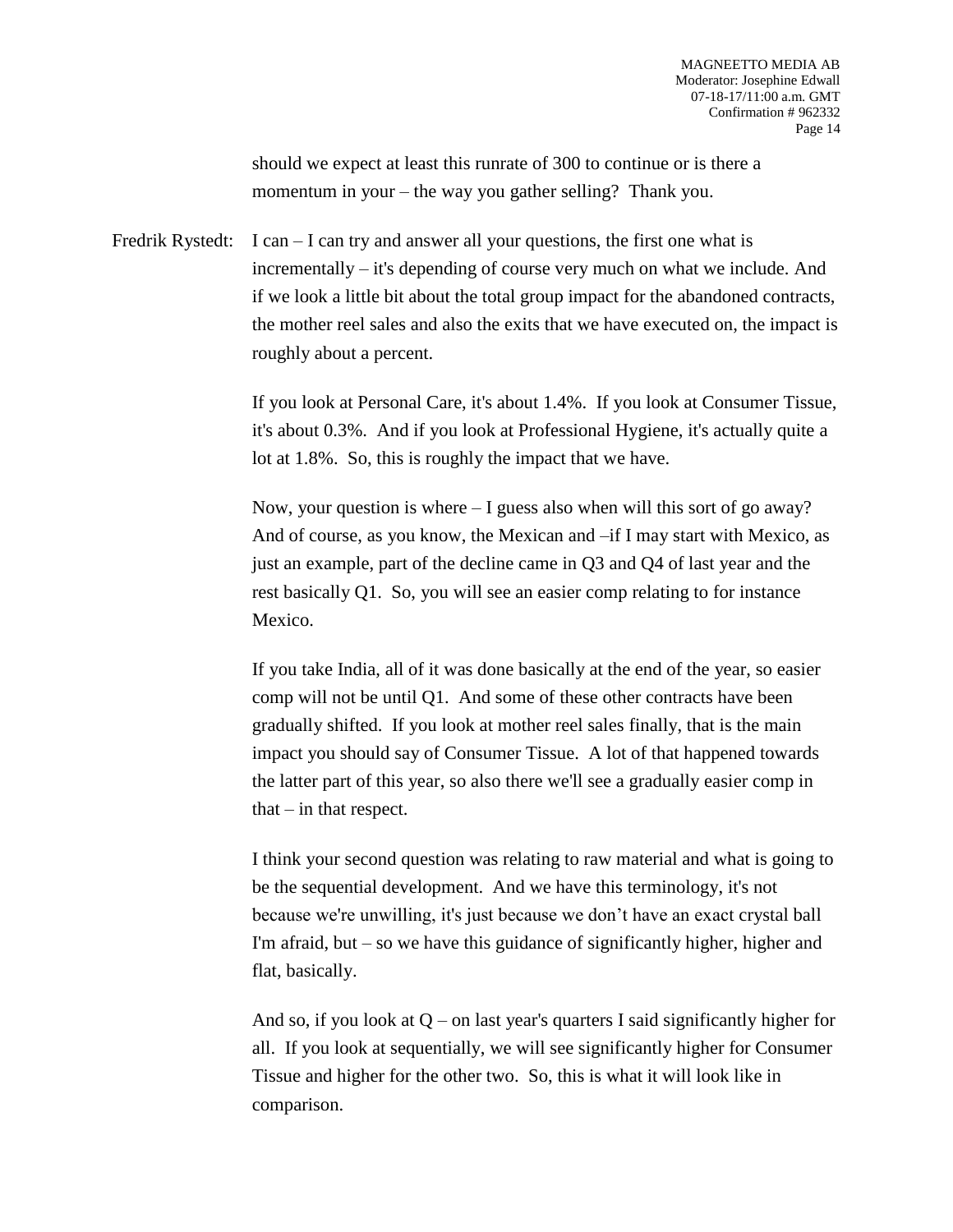should we expect at least this runrate of 300 to continue or is there a momentum in your – the way you gather selling? Thank you.

Fredrik Rystedt: I can – I can try and answer all your questions, the first one what is incrementally – it's depending of course very much on what we include. And if we look a little bit about the total group impact for the abandoned contracts, the mother reel sales and also the exits that we have executed on, the impact is roughly about a percent.

If you look at Personal Care, it's about 1.4%. If you look at Consumer Tissue, it's about 0.3%. And if you look at Professional Hygiene, it's actually quite a lot at 1.8%. So, this is roughly the impact that we have.

Now, your question is where – I guess also when will this sort of go away? And of course, as you know, the Mexican and –if I may start with Mexico, as just an example, part of the decline came in Q3 and Q4 of last year and the rest basically Q1. So, you will see an easier comp relating to for instance Mexico.

If you take India, all of it was done basically at the end of the year, so easier comp will not be until Q1. And some of these other contracts have been gradually shifted. If you look at mother reel sales finally, that is the main impact you should say of Consumer Tissue. A lot of that happened towards the latter part of this year, so also there we'll see a gradually easier comp in that – in that respect.

I think your second question was relating to raw material and what is going to be the sequential development. And we have this terminology, it's not because we're unwilling, it's just because we don't have an exact crystal ball I'm afraid, but – so we have this guidance of significantly higher, higher and flat, basically.

And so, if you look at Q – on last year's quarters I said significantly higher for all. If you look at sequentially, we will see significantly higher for Consumer Tissue and higher for the other two. So, this is what it will look like in comparison.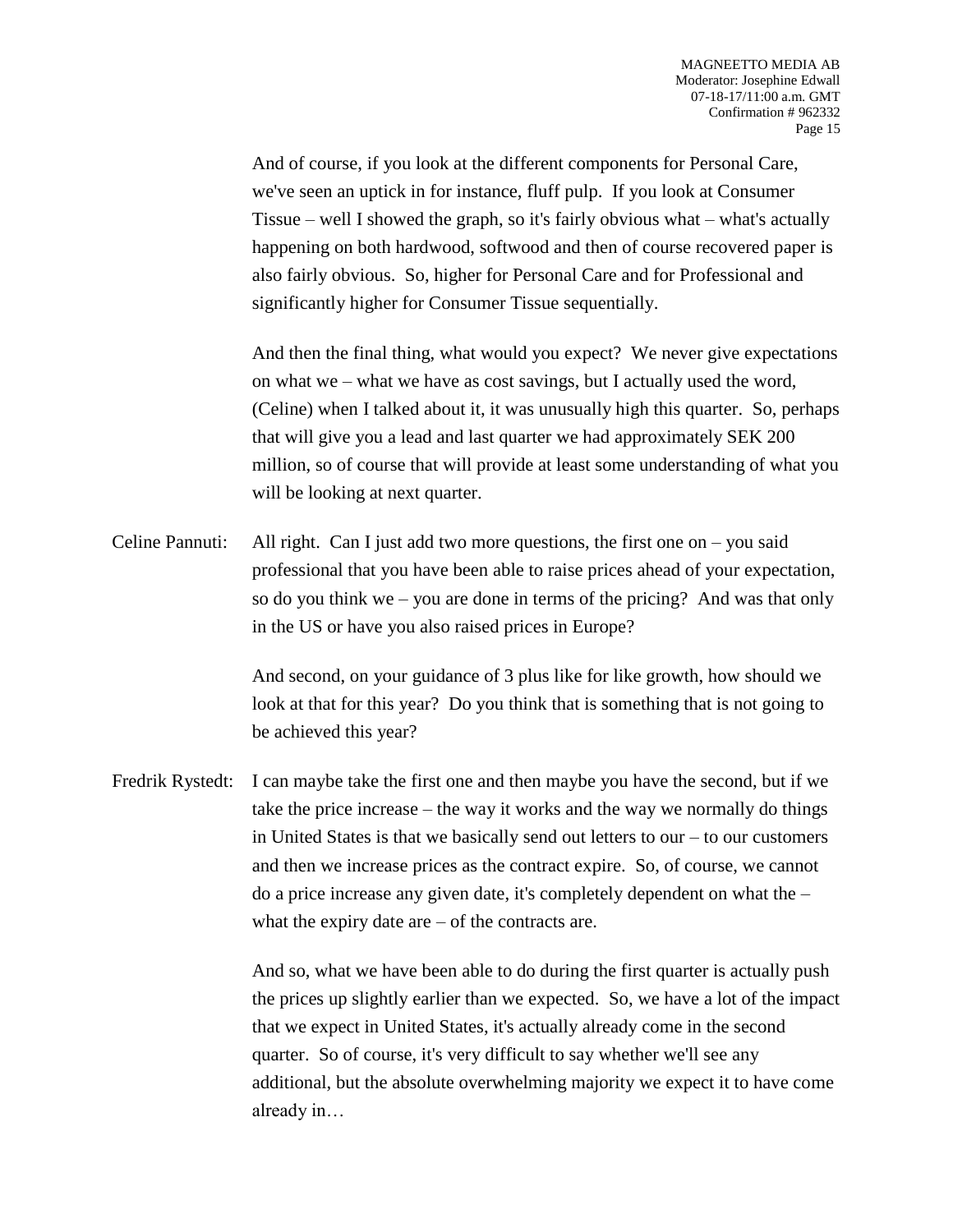And of course, if you look at the different components for Personal Care, we've seen an uptick in for instance, fluff pulp. If you look at Consumer Tissue – well I showed the graph, so it's fairly obvious what – what's actually happening on both hardwood, softwood and then of course recovered paper is also fairly obvious. So, higher for Personal Care and for Professional and significantly higher for Consumer Tissue sequentially.

And then the final thing, what would you expect? We never give expectations on what we – what we have as cost savings, but I actually used the word, (Celine) when I talked about it, it was unusually high this quarter. So, perhaps that will give you a lead and last quarter we had approximately SEK 200 million, so of course that will provide at least some understanding of what you will be looking at next quarter.

Celine Pannuti: All right. Can I just add two more questions, the first one on – you said professional that you have been able to raise prices ahead of your expectation, so do you think we – you are done in terms of the pricing? And was that only in the US or have you also raised prices in Europe?

And second, on your guidance of 3 plus like for like growth, how should we look at that for this year? Do you think that is something that is not going to be achieved this year?

Fredrik Rystedt: I can maybe take the first one and then maybe you have the second, but if we take the price increase – the way it works and the way we normally do things in United States is that we basically send out letters to our – to our customers and then we increase prices as the contract expire. So, of course, we cannot do a price increase any given date, it's completely dependent on what the – what the expiry date are – of the contracts are.

And so, what we have been able to do during the first quarter is actually push the prices up slightly earlier than we expected. So, we have a lot of the impact that we expect in United States, it's actually already come in the second quarter. So of course, it's very difficult to say whether we'll see any additional, but the absolute overwhelming majority we expect it to have come already in…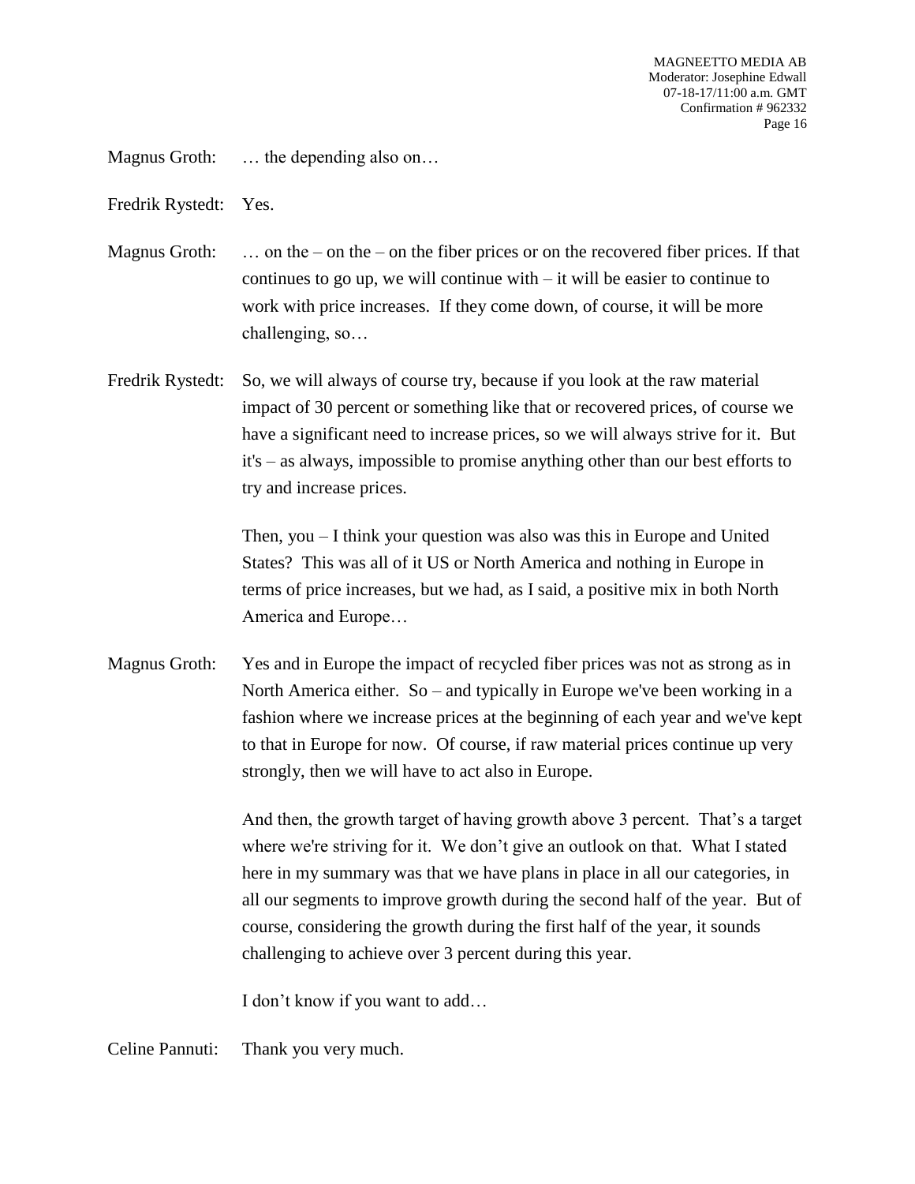Magnus Groth: … the depending also on…

Fredrik Rystedt: Yes.

Magnus Groth: … on the – on the – on the fiber prices or on the recovered fiber prices. If that continues to go up, we will continue with – it will be easier to continue to work with price increases. If they come down, of course, it will be more challenging, so…

Fredrik Rystedt: So, we will always of course try, because if you look at the raw material impact of 30 percent or something like that or recovered prices, of course we have a significant need to increase prices, so we will always strive for it. But it's – as always, impossible to promise anything other than our best efforts to try and increase prices.

Then, you – I think your question was also was this in Europe and United States? This was all of it US or North America and nothing in Europe in terms of price increases, but we had, as I said, a positive mix in both North America and Europe…

Magnus Groth: Yes and in Europe the impact of recycled fiber prices was not as strong as in North America either. So – and typically in Europe we've been working in a fashion where we increase prices at the beginning of each year and we've kept to that in Europe for now. Of course, if raw material prices continue up very strongly, then we will have to act also in Europe.

And then, the growth target of having growth above 3 percent. That's a target where we're striving for it. We don't give an outlook on that. What I stated here in my summary was that we have plans in place in all our categories, in all our segments to improve growth during the second half of the year. But of course, considering the growth during the first half of the year, it sounds challenging to achieve over 3 percent during this year.

I don't know if you want to add…

Celine Pannuti: Thank you very much.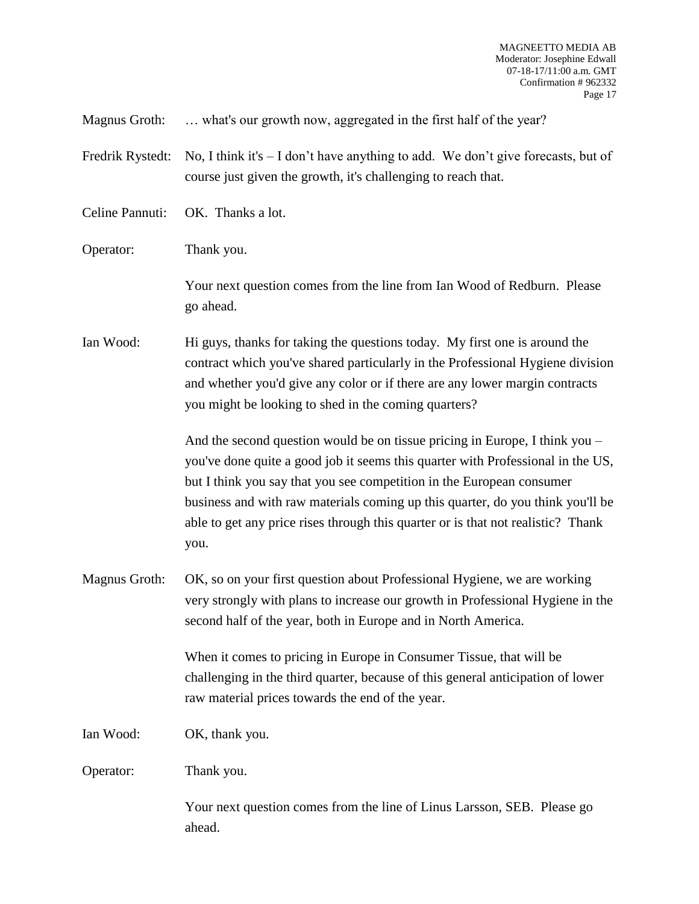Magnus Groth: … what's our growth now, aggregated in the first half of the year?

Fredrik Rystedt: No, I think it's – I don't have anything to add. We don't give forecasts, but of course just given the growth, it's challenging to reach that.

Celine Pannuti: OK. Thanks a lot.

Operator: Thank you.

Your next question comes from the line from Ian Wood of Redburn. Please go ahead.

Ian Wood: Hi guys, thanks for taking the questions today. My first one is around the contract which you've shared particularly in the Professional Hygiene division and whether you'd give any color or if there are any lower margin contracts you might be looking to shed in the coming quarters?

And the second question would be on tissue pricing in Europe, I think you – you've done quite a good job it seems this quarter with Professional in the US, but I think you say that you see competition in the European consumer business and with raw materials coming up this quarter, do you think you'll be able to get any price rises through this quarter or is that not realistic? Thank you.

Magnus Groth: OK, so on your first question about Professional Hygiene, we are working very strongly with plans to increase our growth in Professional Hygiene in the second half of the year, both in Europe and in North America.

When it comes to pricing in Europe in Consumer Tissue, that will be challenging in the third quarter, because of this general anticipation of lower raw material prices towards the end of the year.

Ian Wood: OK, thank you.

Operator: Thank you.

Your next question comes from the line of Linus Larsson, SEB. Please go ahead.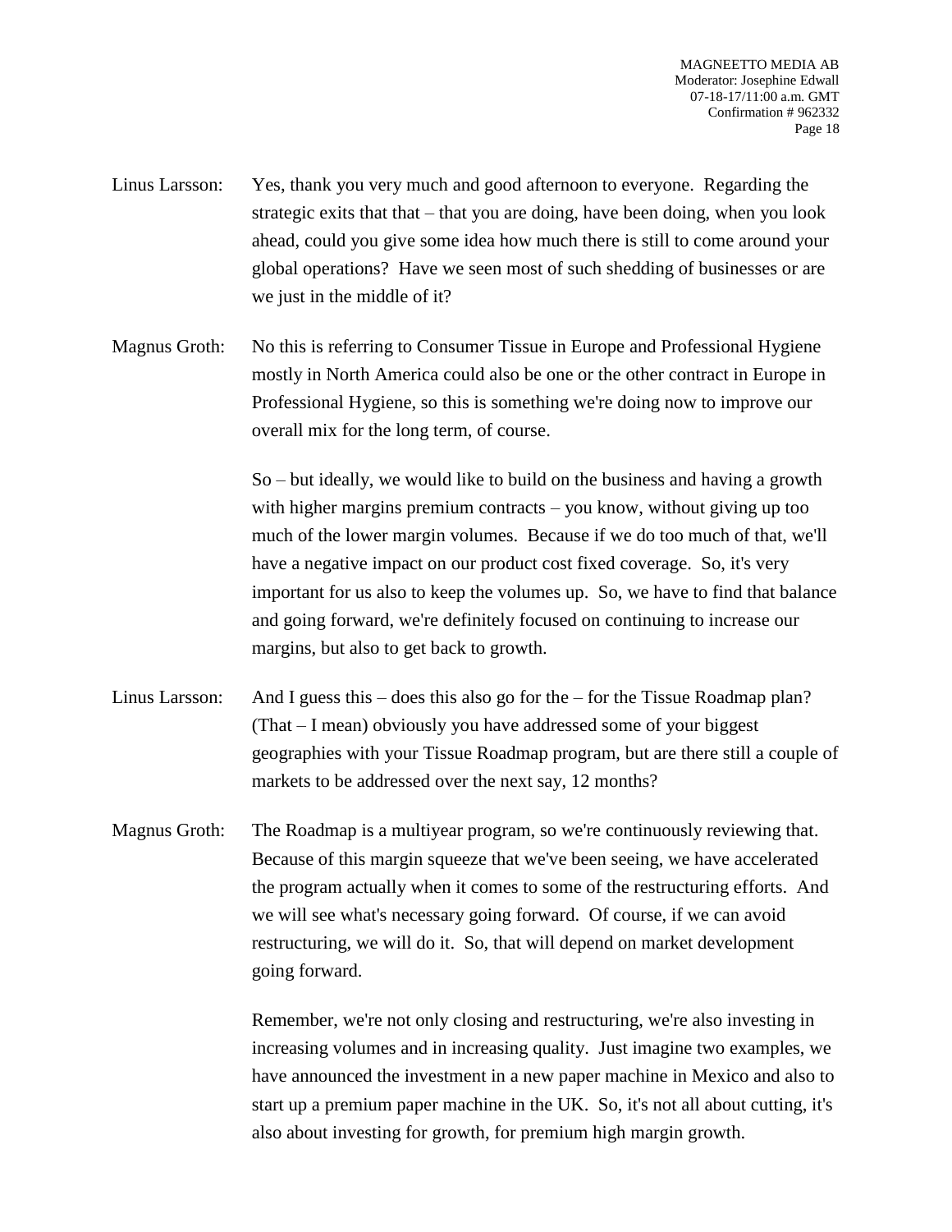Linus Larsson: Yes, thank you very much and good afternoon to everyone. Regarding the strategic exits that that – that you are doing, have been doing, when you look ahead, could you give some idea how much there is still to come around your global operations? Have we seen most of such shedding of businesses or are we just in the middle of it?

Magnus Groth: No this is referring to Consumer Tissue in Europe and Professional Hygiene mostly in North America could also be one or the other contract in Europe in Professional Hygiene, so this is something we're doing now to improve our overall mix for the long term, of course.

So – but ideally, we would like to build on the business and having a growth with higher margins premium contracts – you know, without giving up too much of the lower margin volumes. Because if we do too much of that, we'll have a negative impact on our product cost fixed coverage. So, it's very important for us also to keep the volumes up. So, we have to find that balance and going forward, we're definitely focused on continuing to increase our margins, but also to get back to growth.

Linus Larsson: And I guess this – does this also go for the – for the Tissue Roadmap plan? (That – I mean) obviously you have addressed some of your biggest geographies with your Tissue Roadmap program, but are there still a couple of markets to be addressed over the next say, 12 months?

Magnus Groth: The Roadmap is a multiyear program, so we're continuously reviewing that. Because of this margin squeeze that we've been seeing, we have accelerated the program actually when it comes to some of the restructuring efforts. And we will see what's necessary going forward. Of course, if we can avoid restructuring, we will do it. So, that will depend on market development going forward.

Remember, we're not only closing and restructuring, we're also investing in increasing volumes and in increasing quality. Just imagine two examples, we have announced the investment in a new paper machine in Mexico and also to start up a premium paper machine in the UK. So, it's not all about cutting, it's also about investing for growth, for premium high margin growth.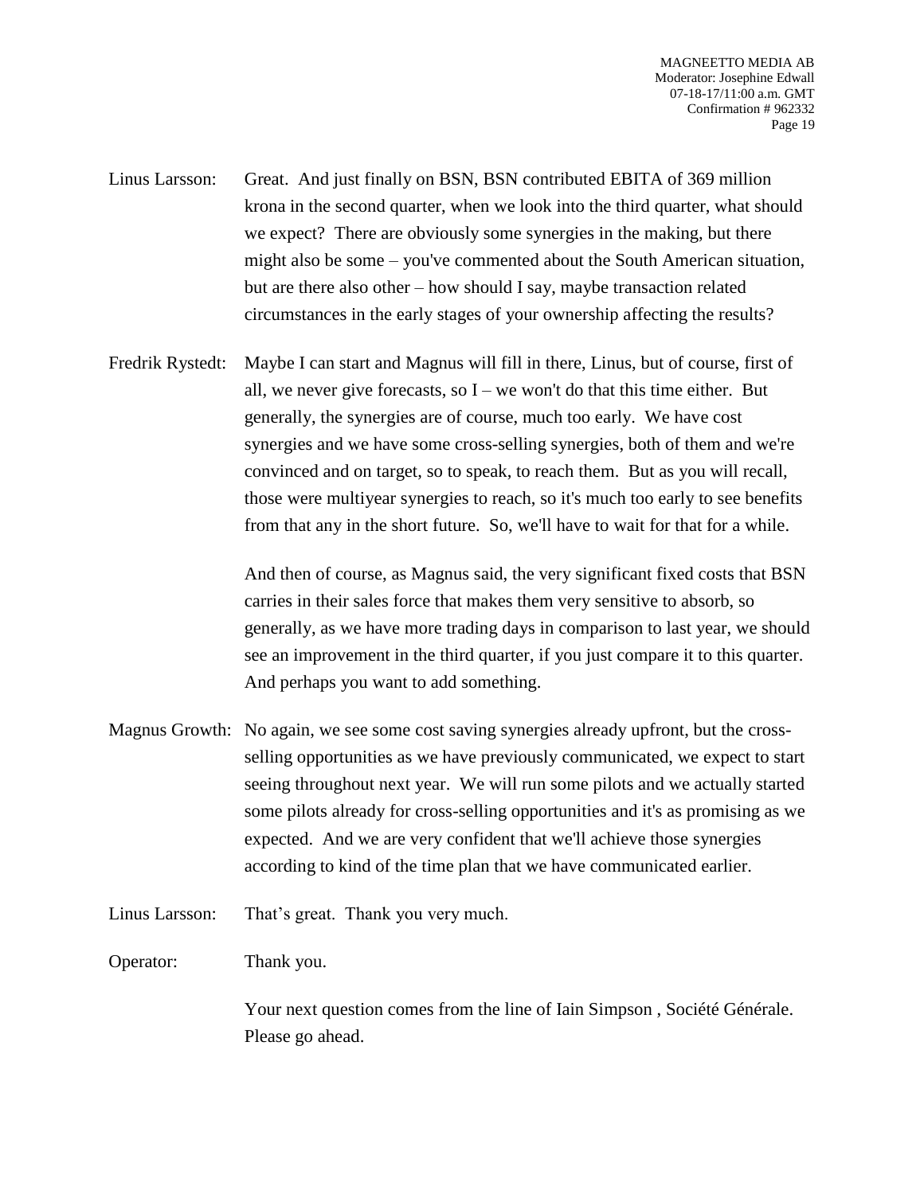Linus Larsson: Great. And just finally on BSN, BSN contributed EBITA of 369 million krona in the second quarter, when we look into the third quarter, what should we expect? There are obviously some synergies in the making, but there might also be some – you've commented about the South American situation, but are there also other – how should I say, maybe transaction related circumstances in the early stages of your ownership affecting the results?

Fredrik Rystedt: Maybe I can start and Magnus will fill in there, Linus, but of course, first of all, we never give forecasts, so I – we won't do that this time either. But generally, the synergies are of course, much too early. We have cost synergies and we have some cross-selling synergies, both of them and we're convinced and on target, so to speak, to reach them. But as you will recall, those were multiyear synergies to reach, so it's much too early to see benefits from that any in the short future. So, we'll have to wait for that for a while.

And then of course, as Magnus said, the very significant fixed costs that BSN carries in their sales force that makes them very sensitive to absorb, so generally, as we have more trading days in comparison to last year, we should see an improvement in the third quarter, if you just compare it to this quarter. And perhaps you want to add something.

Magnus Growth: No again, we see some cost saving synergies already upfront, but the cross-selling opportunities as we have previously communicated, we expect to start seeing throughout next year. We will run some pilots and we actually started some pilots already for cross-selling opportunities and it's as promising as we expected. And we are very confident that we'll achieve those synergies according to kind of the time plan that we have communicated earlier.

Linus Larsson: That's great. Thank you very much.

Operator: Thank you.

Your next question comes from the line of Iain Simpson , Société Générale. Please go ahead.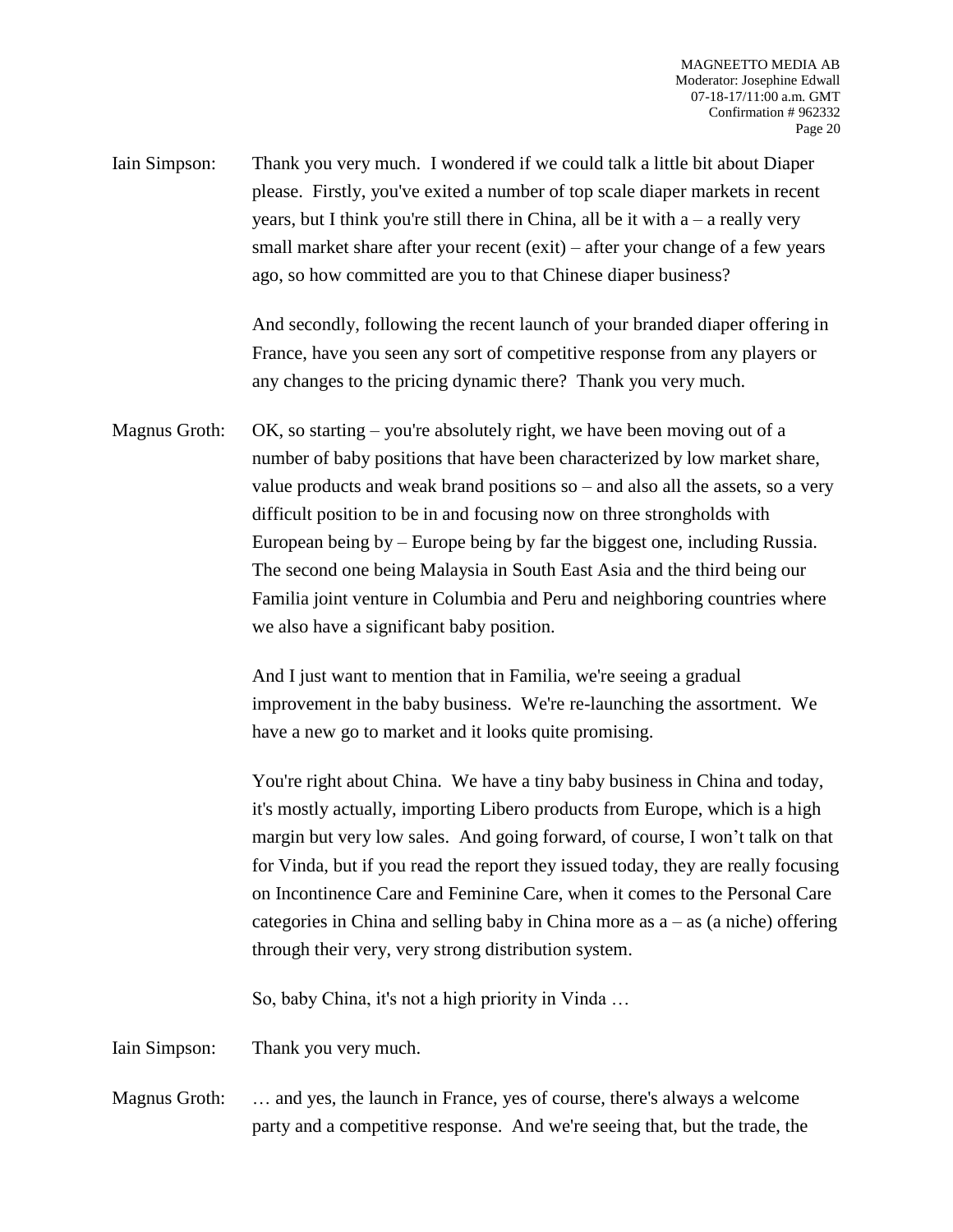Iain Simpson: Thank you very much. I wondered if we could talk a little bit about Diaper please. Firstly, you've exited a number of top scale diaper markets in recent years, but I think you're still there in China, all be it with a – a really very small market share after your recent (exit) – after your change of a few years ago, so how committed are you to that Chinese diaper business?

And secondly, following the recent launch of your branded diaper offering in France, have you seen any sort of competitive response from any players or any changes to the pricing dynamic there? Thank you very much.

Magnus Groth: OK, so starting – you're absolutely right, we have been moving out of a number of baby positions that have been characterized by low market share, value products and weak brand positions so – and also all the assets, so a very difficult position to be in and focusing now on three strongholds with European being by – Europe being by far the biggest one, including Russia. The second one being Malaysia in South East Asia and the third being our Familia joint venture in Columbia and Peru and neighboring countries where we also have a significant baby position.

And I just want to mention that in Familia, we're seeing a gradual improvement in the baby business. We're re-launching the assortment. We have a new go to market and it looks quite promising.

You're right about China. We have a tiny baby business in China and today, it's mostly actually, importing Libero products from Europe, which is a high margin but very low sales. And going forward, of course, I won't talk on that for Vinda, but if you read the report they issued today, they are really focusing on Incontinence Care and Feminine Care, when it comes to the Personal Care categories in China and selling baby in China more as a – as (a niche) offering through their very, very strong distribution system.

So, baby China, it's not a high priority in Vinda …

Iain Simpson: Thank you very much.

Magnus Groth: … and yes, the launch in France, yes of course, there's always a welcome party and a competitive response. And we're seeing that, but the trade, the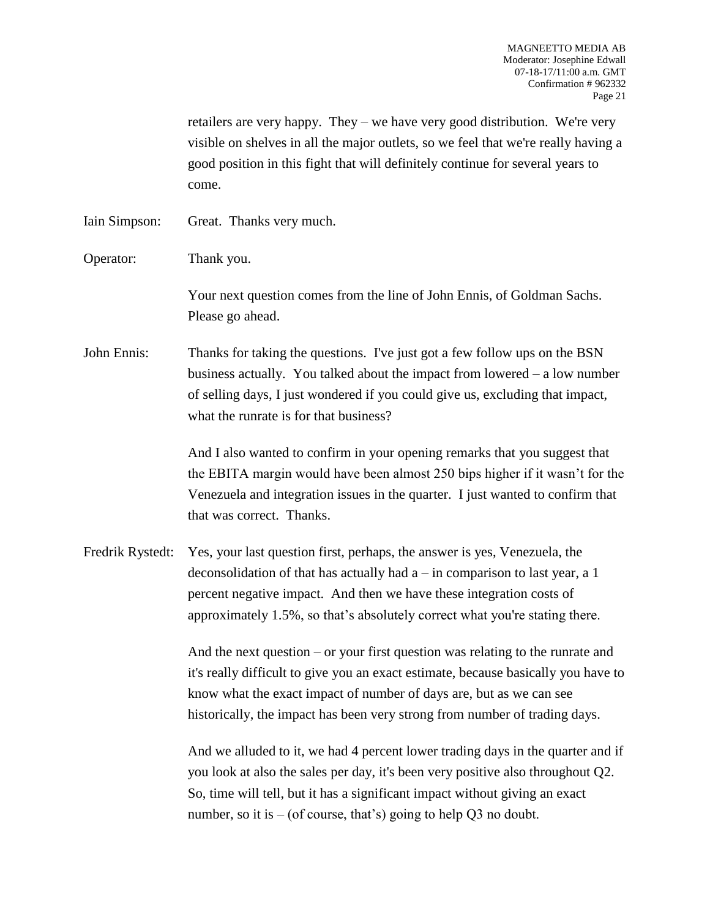retailers are very happy. They – we have very good distribution. We're very visible on shelves in all the major outlets, so we feel that we're really having a good position in this fight that will definitely continue for several years to come.

Iain Simpson: Great. Thanks very much.

Operator: Thank you.

Your next question comes from the line of John Ennis, of Goldman Sachs. Please go ahead.

John Ennis: Thanks for taking the questions. I've just got a few follow ups on the BSN business actually. You talked about the impact from lowered – a low number of selling days, I just wondered if you could give us, excluding that impact, what the runrate is for that business?

And I also wanted to confirm in your opening remarks that you suggest that the EBITA margin would have been almost 250 bips higher if it wasn't for the Venezuela and integration issues in the quarter. I just wanted to confirm that that was correct. Thanks.

Fredrik Rystedt: Yes, your last question first, perhaps, the answer is yes, Venezuela, the deconsolidation of that has actually had a – in comparison to last year, a 1 percent negative impact. And then we have these integration costs of approximately 1.5%, so that's absolutely correct what you're stating there.

And the next question – or your first question was relating to the runrate and it's really difficult to give you an exact estimate, because basically you have to know what the exact impact of number of days are, but as we can see historically, the impact has been very strong from number of trading days.

And we alluded to it, we had 4 percent lower trading days in the quarter and if you look at also the sales per day, it's been very positive also throughout Q2. So, time will tell, but it has a significant impact without giving an exact number, so it is – (of course, that's) going to help Q3 no doubt.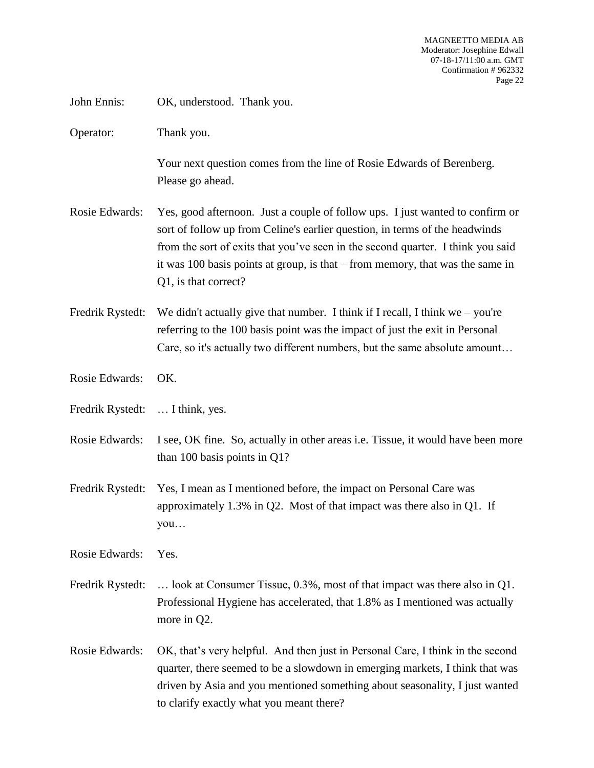John Ennis: OK, understood. Thank you.

Operator: Thank you.

Your next question comes from the line of Rosie Edwards of Berenberg. Please go ahead.

Rosie Edwards: Yes, good afternoon. Just a couple of follow ups. I just wanted to confirm or sort of follow up from Celine's earlier question, in terms of the headwinds from the sort of exits that you've seen in the second quarter. I think you said it was 100 basis points at group, is that – from memory, that was the same in Q1, is that correct?

Fredrik Rystedt: We didn't actually give that number. I think if I recall, I think we – you're referring to the 100 basis point was the impact of just the exit in Personal Care, so it's actually two different numbers, but the same absolute amount…

Rosie Edwards: OK.

Fredrik Rystedt: … I think, yes.

Rosie Edwards: I see, OK fine. So, actually in other areas i.e. Tissue, it would have been more than 100 basis points in Q1?

Fredrik Rystedt: Yes, I mean as I mentioned before, the impact on Personal Care was approximately 1.3% in Q2. Most of that impact was there also in Q1. If you…

Rosie Edwards: Yes.

Fredrik Rystedt: … look at Consumer Tissue, 0.3%, most of that impact was there also in Q1. Professional Hygiene has accelerated, that 1.8% as I mentioned was actually more in Q2.

Rosie Edwards: OK, that's very helpful. And then just in Personal Care, I think in the second quarter, there seemed to be a slowdown in emerging markets, I think that was driven by Asia and you mentioned something about seasonality, I just wanted to clarify exactly what you meant there?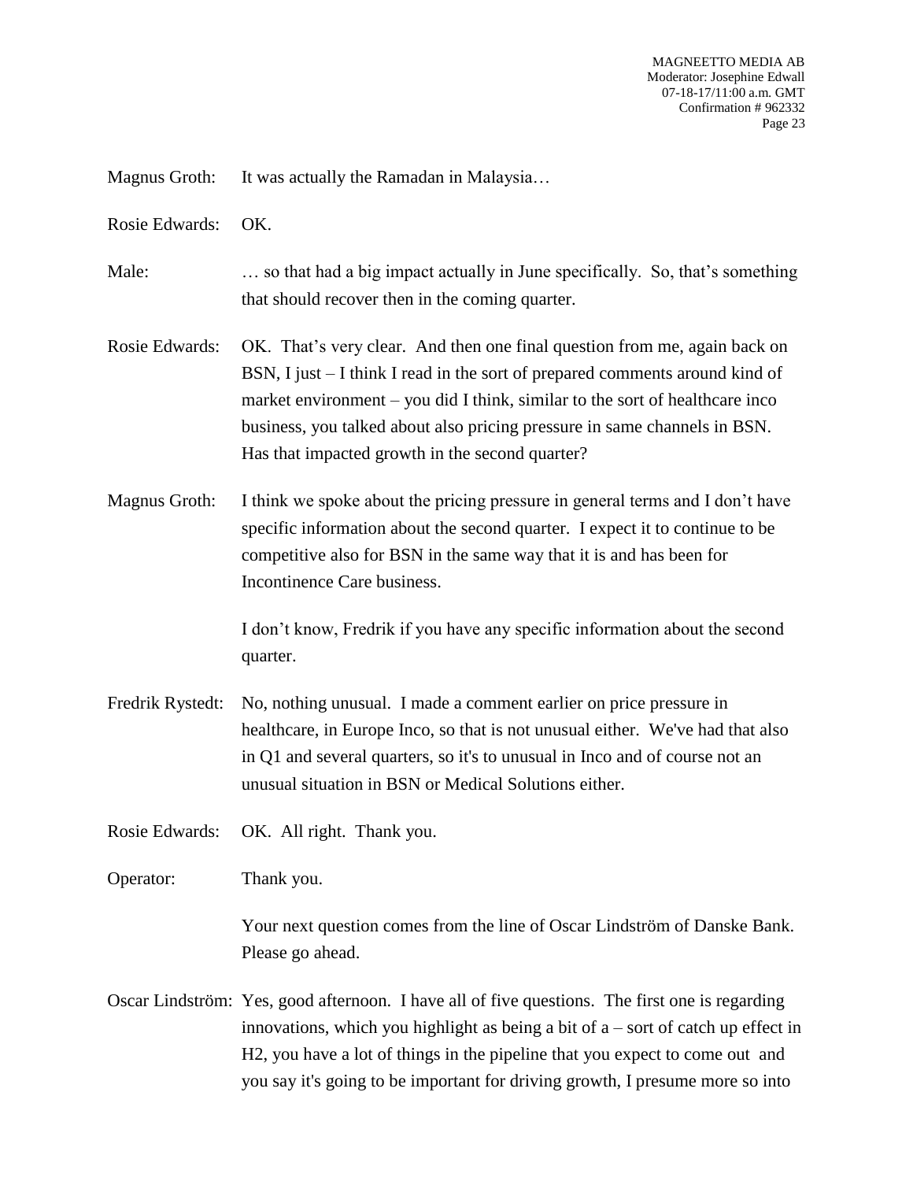Magnus Groth: It was actually the Ramadan in Malaysia…

Rosie Edwards: OK.

Male: … so that had a big impact actually in June specifically. So, that's something that should recover then in the coming quarter.

Rosie Edwards: OK. That's very clear. And then one final question from me, again back on BSN, I just – I think I read in the sort of prepared comments around kind of market environment – you did I think, similar to the sort of healthcare inco business, you talked about also pricing pressure in same channels in BSN. Has that impacted growth in the second quarter?

Magnus Groth: I think we spoke about the pricing pressure in general terms and I don't have specific information about the second quarter. I expect it to continue to be competitive also for BSN in the same way that it is and has been for Incontinence Care business.

I don't know, Fredrik if you have any specific information about the second quarter.

Fredrik Rystedt: No, nothing unusual. I made a comment earlier on price pressure in healthcare, in Europe Inco, so that is not unusual either. We've had that also in Q1 and several quarters, so it's to unusual in Inco and of course not an unusual situation in BSN or Medical Solutions either.

Rosie Edwards: OK. All right. Thank you.

Operator: Thank you.

Your next question comes from the line of Oscar Lindström of Danske Bank. Please go ahead.

Oscar Lindström: Yes, good afternoon. I have all of five questions. The first one is regarding innovations, which you highlight as being a bit of a – sort of catch up effect in H2, you have a lot of things in the pipeline that you expect to come out and you say it's going to be important for driving growth, I presume more so into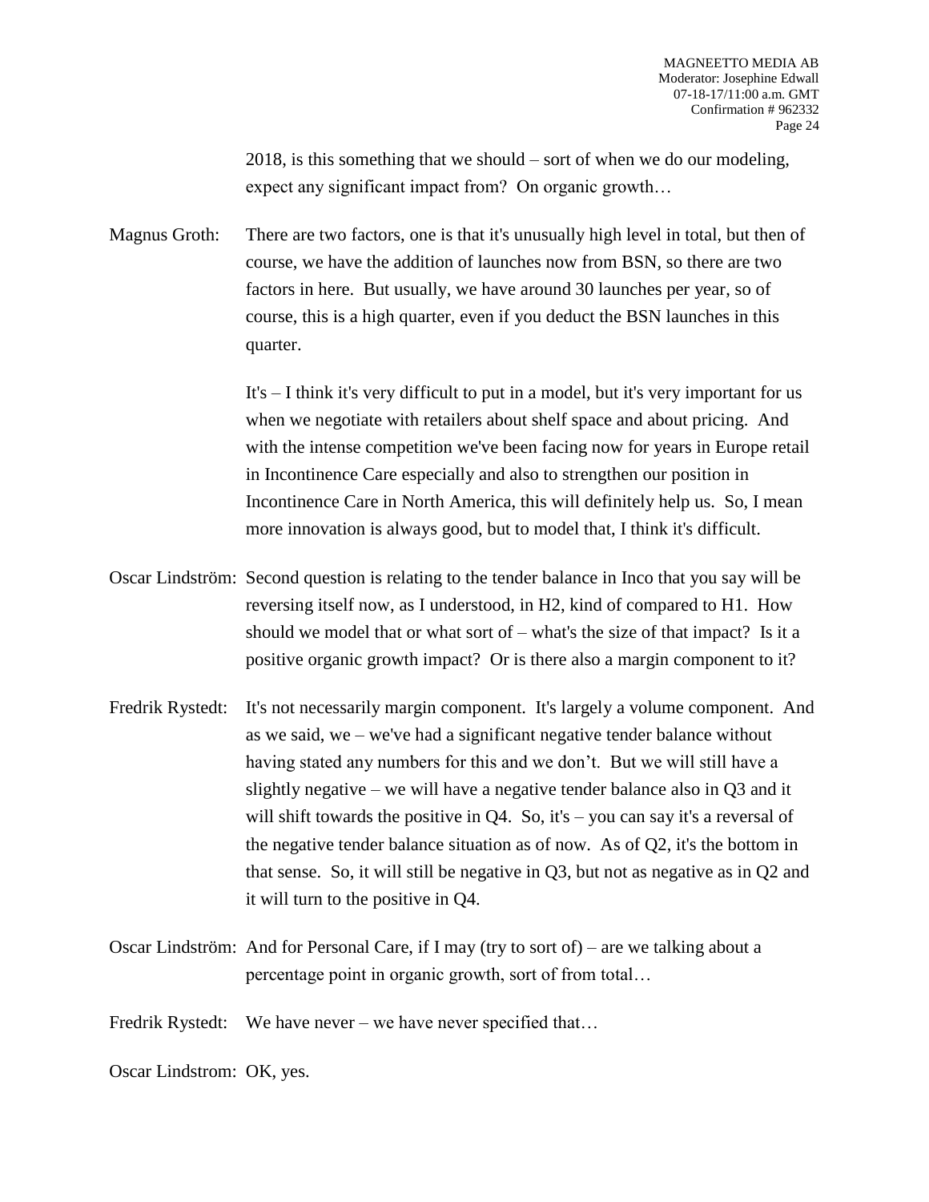2018, is this something that we should – sort of when we do our modeling, expect any significant impact from? On organic growth…

Magnus Groth: There are two factors, one is that it's unusually high level in total, but then of course, we have the addition of launches now from BSN, so there are two factors in here. But usually, we have around 30 launches per year, so of course, this is a high quarter, even if you deduct the BSN launches in this quarter.

It's – I think it's very difficult to put in a model, but it's very important for us when we negotiate with retailers about shelf space and about pricing. And with the intense competition we've been facing now for years in Europe retail in Incontinence Care especially and also to strengthen our position in Incontinence Care in North America, this will definitely help us. So, I mean more innovation is always good, but to model that, I think it's difficult.

Oscar Lindström: Second question is relating to the tender balance in Inco that you say will be reversing itself now, as I understood, in H2, kind of compared to H1. How should we model that or what sort of – what's the size of that impact? Is it a positive organic growth impact? Or is there also a margin component to it?

Fredrik Rystedt: It's not necessarily margin component. It's largely a volume component. And as we said, we – we've had a significant negative tender balance without having stated any numbers for this and we don't. But we will still have a slightly negative – we will have a negative tender balance also in Q3 and it will shift towards the positive in Q4. So, it's – you can say it's a reversal of the negative tender balance situation as of now. As of Q2, it's the bottom in that sense. So, it will still be negative in Q3, but not as negative as in Q2 and it will turn to the positive in Q4.

Oscar Lindström: And for Personal Care, if I may (try to sort of) – are we talking about a percentage point in organic growth, sort of from total…

Fredrik Rystedt: We have never – we have never specified that…

Oscar Lindstrom: OK, yes.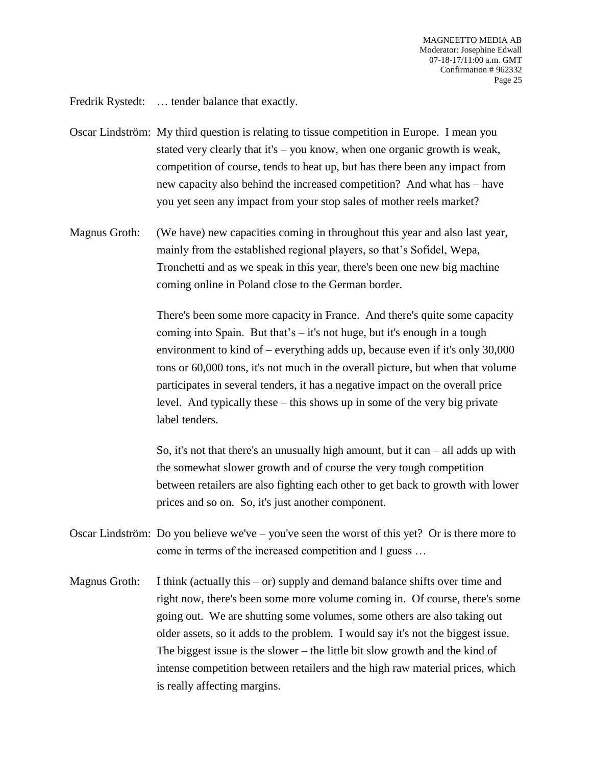Fredrik Rystedt: … tender balance that exactly.

Oscar Lindström: My third question is relating to tissue competition in Europe. I mean you stated very clearly that it's – you know, when one organic growth is weak, competition of course, tends to heat up, but has there been any impact from new capacity also behind the increased competition? And what has – have you yet seen any impact from your stop sales of mother reels market?

Magnus Groth: (We have) new capacities coming in throughout this year and also last year, mainly from the established regional players, so that's Sofidel, Wepa, Tronchetti and as we speak in this year, there's been one new big machine coming online in Poland close to the German border.

There's been some more capacity in France. And there's quite some capacity coming into Spain. But that's – it's not huge, but it's enough in a tough environment to kind of – everything adds up, because even if it's only 30,000 tons or 60,000 tons, it's not much in the overall picture, but when that volume participates in several tenders, it has a negative impact on the overall price level. And typically these – this shows up in some of the very big private label tenders.

So, it's not that there's an unusually high amount, but it can – all adds up with the somewhat slower growth and of course the very tough competition between retailers are also fighting each other to get back to growth with lower prices and so on. So, it's just another component.

Oscar Lindström: Do you believe we've – you've seen the worst of this yet? Or is there more to come in terms of the increased competition and I guess …

Magnus Groth: I think (actually this – or) supply and demand balance shifts over time and right now, there's been some more volume coming in. Of course, there's some going out. We are shutting some volumes, some others are also taking out older assets, so it adds to the problem. I would say it's not the biggest issue. The biggest issue is the slower – the little bit slow growth and the kind of intense competition between retailers and the high raw material prices, which is really affecting margins.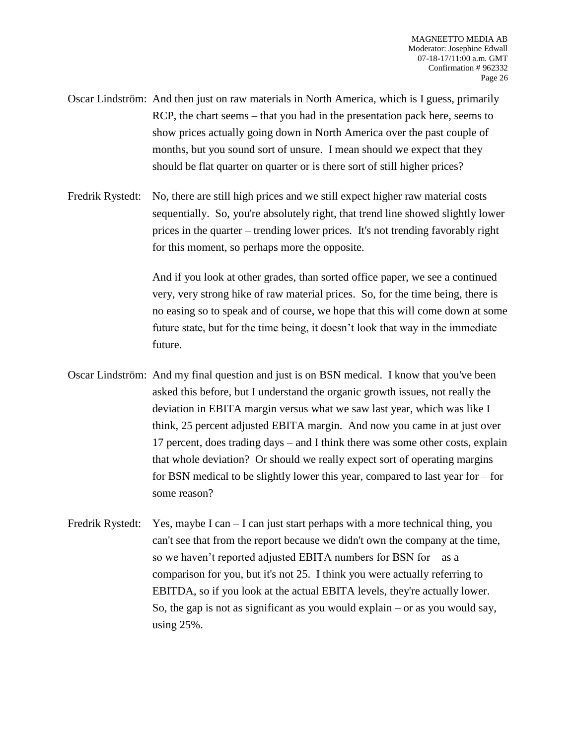Oscar Lindström: And then just on raw materials in North America, which is I guess, primarily RCP, the chart seems – that you had in the presentation pack here, seems to show prices actually going down in North America over the past couple of months, but you sound sort of unsure. I mean should we expect that they should be flat quarter on quarter or is there sort of still higher prices?

Fredrik Rystedt: No, there are still high prices and we still expect higher raw material costs sequentially. So, you're absolutely right, that trend line showed slightly lower prices in the quarter – trending lower prices. It's not trending favorably right for this moment, so perhaps more the opposite.

And if you look at other grades, than sorted office paper, we see a continued very, very strong hike of raw material prices. So, for the time being, there is no easing so to speak and of course, we hope that this will come down at some future state, but for the time being, it doesn't look that way in the immediate future.

Oscar Lindström: And my final question and just is on BSN medical. I know that you've been asked this before, but I understand the organic growth issues, not really the deviation in EBITA margin versus what we saw last year, which was like I think, 25 percent adjusted EBITA margin. And now you came in at just over 17 percent, does trading days – and I think there was some other costs, explain that whole deviation? Or should we really expect sort of operating margins for BSN medical to be slightly lower this year, compared to last year for – for some reason?

Fredrik Rystedt: Yes, maybe I can – I can just start perhaps with a more technical thing, you can't see that from the report because we didn't own the company at the time, so we haven't reported adjusted EBITA numbers for BSN for – as a comparison for you, but it's not 25. I think you were actually referring to EBITDA, so if you look at the actual EBITA levels, they're actually lower. So, the gap is not as significant as you would explain – or as you would say, using 25%.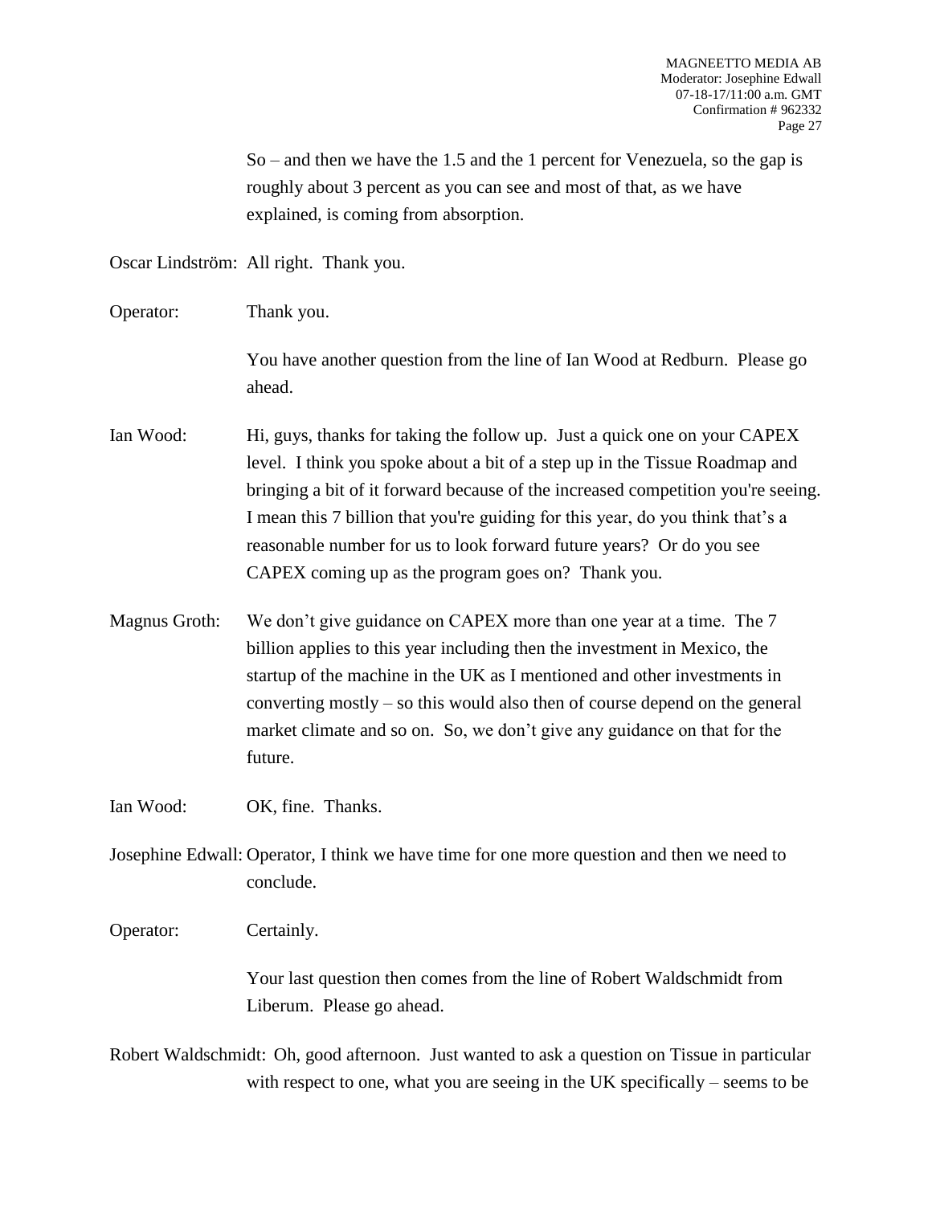So – and then we have the 1.5 and the 1 percent for Venezuela, so the gap is roughly about 3 percent as you can see and most of that, as we have explained, is coming from absorption.

Oscar Lindström: All right. Thank you.

Operator: Thank you.

You have another question from the line of Ian Wood at Redburn. Please go ahead.

Ian Wood: Hi, guys, thanks for taking the follow up. Just a quick one on your CAPEX level. I think you spoke about a bit of a step up in the Tissue Roadmap and bringing a bit of it forward because of the increased competition you're seeing. I mean this 7 billion that you're guiding for this year, do you think that's a reasonable number for us to look forward future years? Or do you see CAPEX coming up as the program goes on? Thank you.

Magnus Groth: We don't give guidance on CAPEX more than one year at a time. The 7 billion applies to this year including then the investment in Mexico, the startup of the machine in the UK as I mentioned and other investments in converting mostly – so this would also then of course depend on the general market climate and so on. So, we don't give any guidance on that for the future.

Ian Wood: OK, fine. Thanks.

Josephine Edwall: Operator, I think we have time for one more question and then we need to conclude.

Operator: Certainly.

Your last question then comes from the line of Robert Waldschmidt from Liberum. Please go ahead.

Robert Waldschmidt: Oh, good afternoon. Just wanted to ask a question on Tissue in particular with respect to one, what you are seeing in the UK specifically – seems to be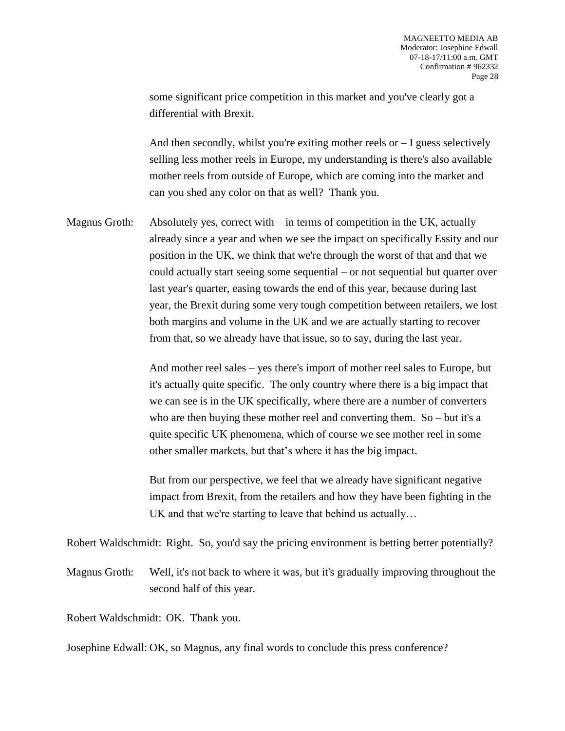some significant price competition in this market and you've clearly got a differential with Brexit.

And then secondly, whilst you're exiting mother reels or – I guess selectively selling less mother reels in Europe, my understanding is there's also available mother reels from outside of Europe, which are coming into the market and can you shed any color on that as well? Thank you.

Magnus Groth: Absolutely yes, correct with – in terms of competition in the UK, actually already since a year and when we see the impact on specifically Essity and our position in the UK, we think that we're through the worst of that and that we could actually start seeing some sequential – or not sequential but quarter over last year's quarter, easing towards the end of this year, because during last year, the Brexit during some very tough competition between retailers, we lost both margins and volume in the UK and we are actually starting to recover from that, so we already have that issue, so to say, during the last year.

And mother reel sales – yes there's import of mother reel sales to Europe, but it's actually quite specific. The only country where there is a big impact that we can see is in the UK specifically, where there are a number of converters who are then buying these mother reel and converting them. So – but it's a quite specific UK phenomena, which of course we see mother reel in some other smaller markets, but that's where it has the big impact.

But from our perspective, we feel that we already have significant negative impact from Brexit, from the retailers and how they have been fighting in the UK and that we're starting to leave that behind us actually…

Robert Waldschmidt: Right. So, you'd say the pricing environment is betting better potentially?

Magnus Groth: Well, it's not back to where it was, but it's gradually improving throughout the second half of this year.

Robert Waldschmidt: OK. Thank you.

Josephine Edwall: OK, so Magnus, any final words to conclude this press conference?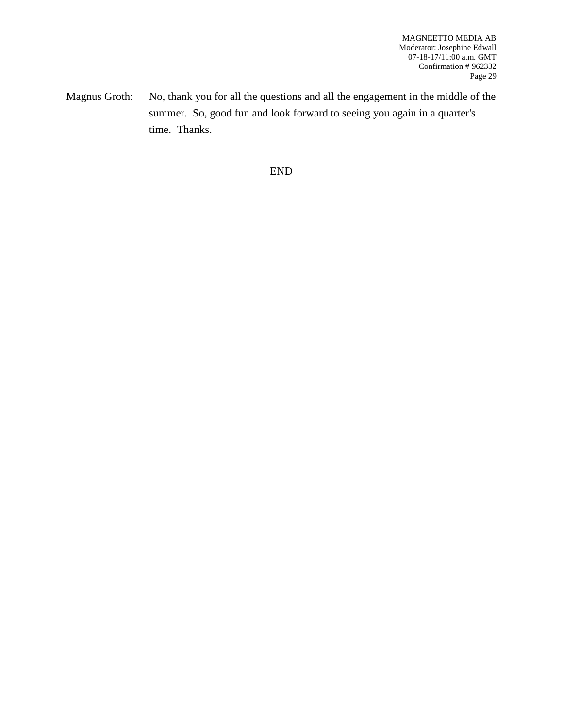Magnus Groth: No, thank you for all the questions and all the engagement in the middle of the summer. So, good fun and look forward to seeing you again in a quarter's time. Thanks.

END